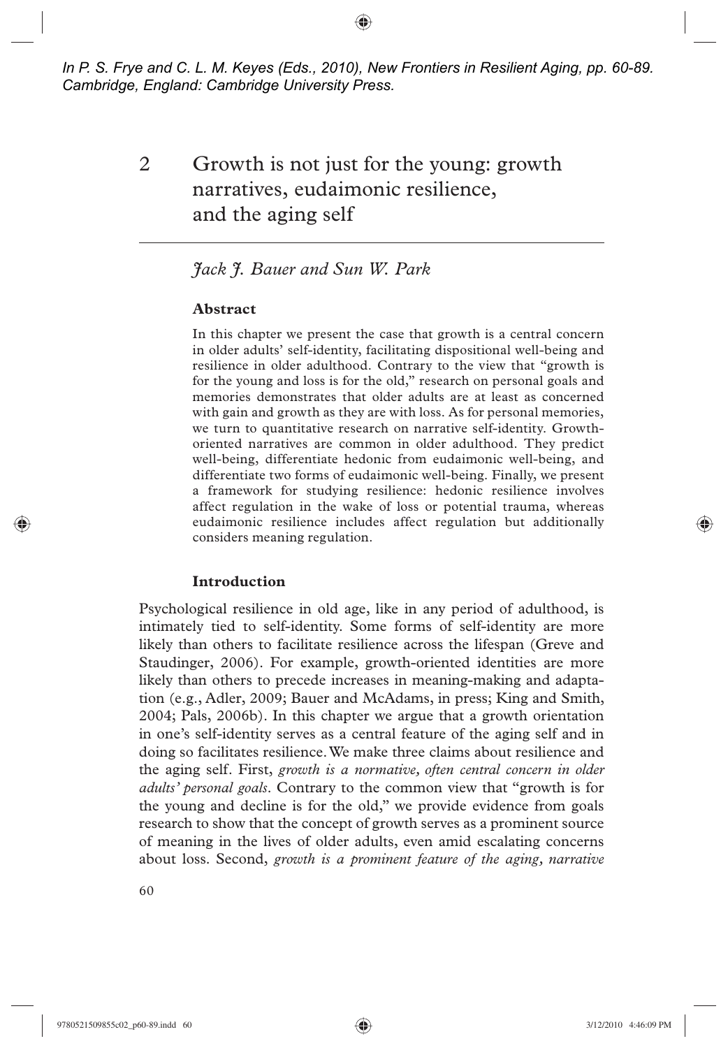*In P. S. Frye and C. L. M. Keyes (Eds., 2010), New Frontiers in Resilient Aging, pp. 60-89. Cambridge, England: Cambridge University Press.*

# 2 Growth is not just for the young: growth narratives, eudaimonic resilience, and the aging self

*Jack J. Bauer and Sun W. Park*

### Abstract

In this chapter we present the case that growth is a central concern in older adults' self-identity, facilitating dispositional well-being and resilience in older adulthood. Contrary to the view that "growth is for the young and loss is for the old," research on personal goals and memories demonstrates that older adults are at least as concerned with gain and growth as they are with loss. As for personal memories, we turn to quantitative research on narrative self-identity. Growth-oriented narratives are common in older adulthood. They predict well-being, differentiate hedonic from eudaimonic well-being, and differentiate two forms of eudaimonic well-being. Finally, we present a framework for studying resilience: hedonic resilience involves affect regulation in the wake of loss or potential trauma, whereas eudaimonic resilience includes affect regulation but additionally considers meaning regulation.

### Introduction

Psychological resilience in old age, like in any period of adulthood, is intimately tied to self-identity. Some forms of self-identity are more likely than others to facilitate resilience across the lifespan (Greve and Staudinger, 2006). For example, growth-oriented identities are more likely than others to precede increases in meaning-making and adaptation (e.g., Adler, 2009; Bauer and McAdams, in press; King and Smith, 2004; Pals, 2006b). In this chapter we argue that a growth orientation in one's self-identity serves as a central feature of the aging self and in doing so facilitates resilience. We make three claims about resilience and the aging self. First, *growth is a normative, often central concern in older adults' personal goals*. Contrary to the common view that "growth is for the young and decline is for the old," we provide evidence from goals research to show that the concept of growth serves as a prominent source of meaning in the lives of older adults, even amid escalating concerns about loss. Second, *growth is a prominent feature of the aging, narrative*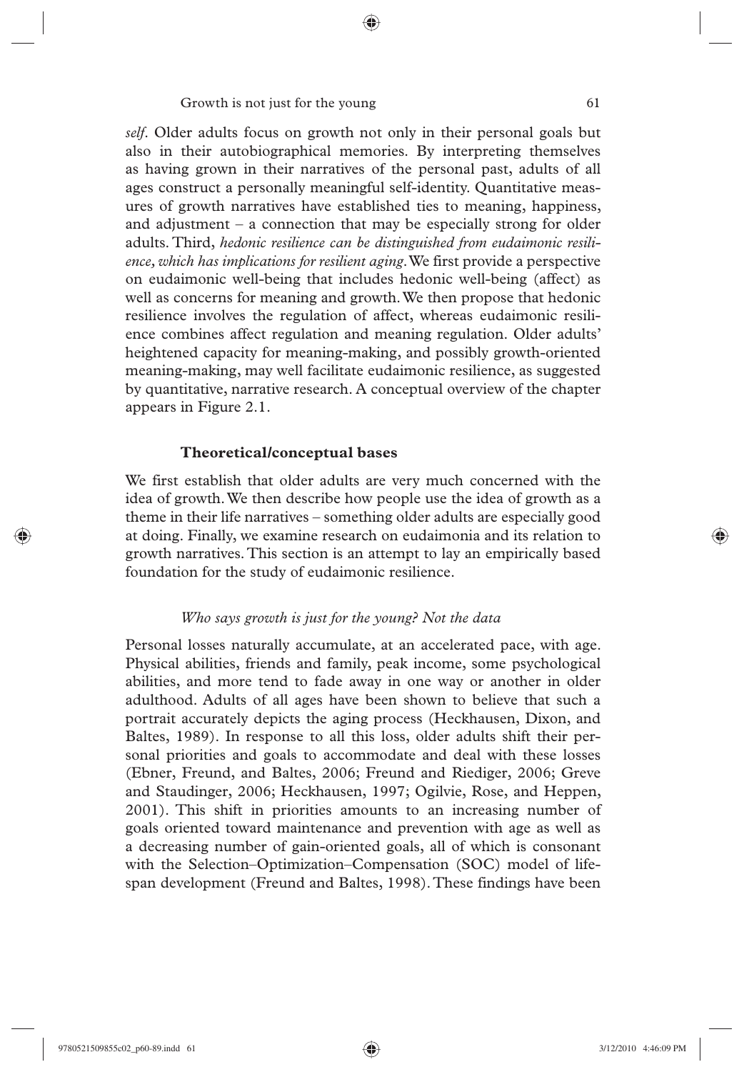*self*. Older adults focus on growth not only in their personal goals but also in their autobiographical memories. By interpreting themselves as having grown in their narratives of the personal past, adults of all ages construct a personally meaningful self-identity. Quantitative measures of growth narratives have established ties to meaning, happiness, and adjustment – a connection that may be especially strong for older adults. Third, *hedonic resilience can be distinguished from eudaimonic resilience, which has implications for resilient aging*. We first provide a perspective on eudaimonic well-being that includes hedonic well-being (affect) as well as concerns for meaning and growth. We then propose that hedonic resilience involves the regulation of affect, whereas eudaimonic resilience combines affect regulation and meaning regulation. Older adults' heightened capacity for meaning-making, and possibly growth-oriented meaning-making, may well facilitate eudaimonic resilience, as suggested by quantitative, narrative research. A conceptual overview of the chapter appears in Figure 2.1.

## Theoretical/conceptual bases

We first establish that older adults are very much concerned with the idea of growth. We then describe how people use the idea of growth as a theme in their life narratives – something older adults are especially good at doing. Finally, we examine research on eudaimonia and its relation to growth narratives. This section is an attempt to lay an empirically based foundation for the study of eudaimonic resilience.

### *Who says growth is just for the young? Not the data*

Personal losses naturally accumulate, at an accelerated pace, with age. Physical abilities, friends and family, peak income, some psychological abilities, and more tend to fade away in one way or another in older adulthood. Adults of all ages have been shown to believe that such a portrait accurately depicts the aging process (Heckhausen, Dixon, and Baltes, 1989). In response to all this loss, older adults shift their personal priorities and goals to accommodate and deal with these losses (Ebner, Freund, and Baltes, 2006; Freund and Riediger, 2006; Greve and Staudinger, 2006; Heckhausen, 1997; Ogilvie, Rose, and Heppen, 2001). This shift in priorities amounts to an increasing number of goals oriented toward maintenance and prevention with age as well as a decreasing number of gain-oriented goals, all of which is consonant with the Selection–Optimization–Compensation (SOC) model of lifespan development (Freund and Baltes, 1998). These findings have been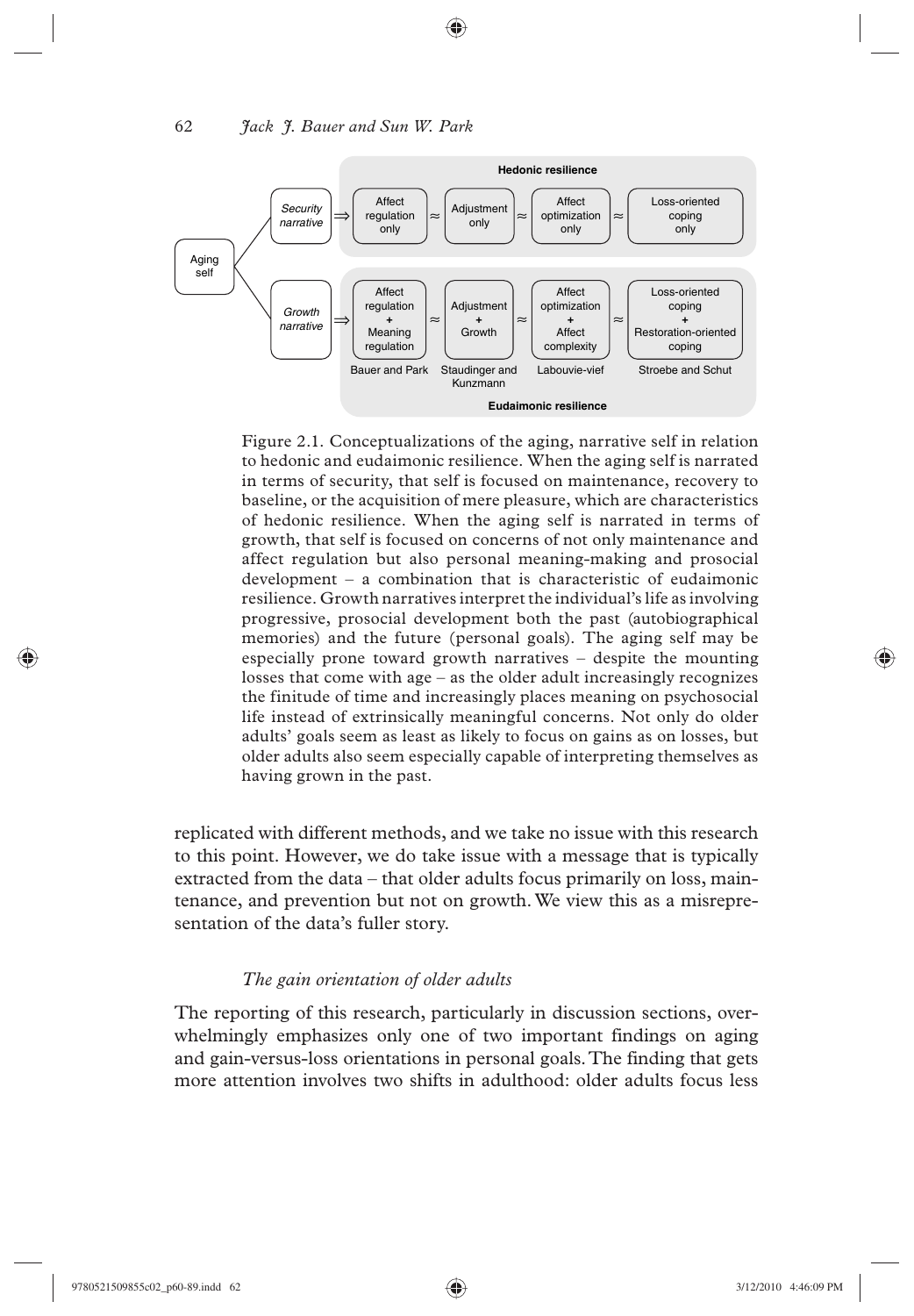Hedonic resilience

Aging self

*Security narrative* ⇒ Affect regulation only ≈ Adjustment only ≈ Affect optimization only ≈ Loss-oriented coping only

*Growth narrative* ⇒ Affect regulation + Meaning regulation ≈ Adjustment + Growth ≈ Affect optimization + Affect complexity ≈ Loss-oriented coping + Restoration-oriented coping

Bauer and Park — Staudinger and Kunzmann — Labouvie-vief — Stroebe and Schut

Eudaimonic resilience

Figure 2.1. Conceptualizations of the aging, narrative self in relation to hedonic and eudaimonic resilience. When the aging self is narrated in terms of security, that self is focused on maintenance, recovery to baseline, or the acquisition of mere pleasure, which are characteristics of hedonic resilience. When the aging self is narrated in terms of growth, that self is focused on concerns of not only maintenance and affect regulation but also personal meaning-making and prosocial development – a combination that is characteristic of eudaimonic resilience. Growth narratives interpret the individual's life as involving progressive, prosocial development both the past (autobiographical memories) and the future (personal goals). The aging self may be especially prone toward growth narratives – despite the mounting losses that come with age – as the older adult increasingly recognizes the finitude of time and increasingly places meaning on psychosocial life instead of extrinsically meaningful concerns. Not only do older adults' goals seem as least as likely to focus on gains as on losses, but older adults also seem especially capable of interpreting themselves as having grown in the past.

replicated with different methods, and we take no issue with this research to this point. However, we do take issue with a message that is typically extracted from the data – that older adults focus primarily on loss, maintenance, and prevention but not on growth. We view this as a misrepresentation of the data's fuller story.

### *The gain orientation of older adults*

The reporting of this research, particularly in discussion sections, overwhelmingly emphasizes only one of two important findings on aging and gain-versus-loss orientations in personal goals. The finding that gets more attention involves two shifts in adulthood: older adults focus less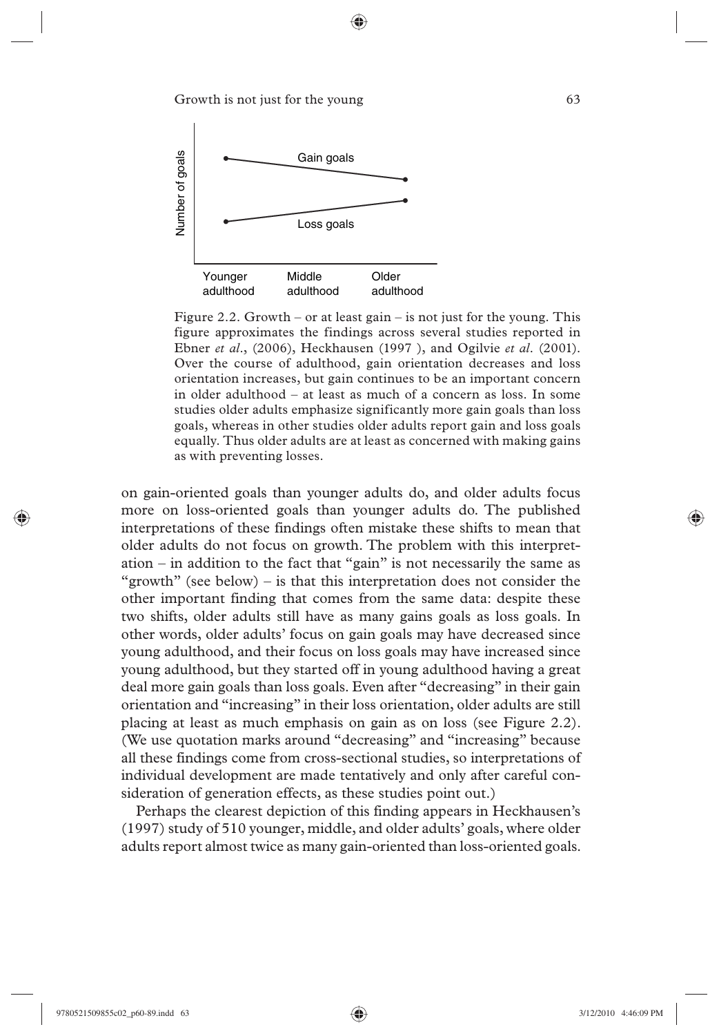Number of goals

Gain goals

Loss goals

Younger adulthood

Middle adulthood

Older adulthood

Figure 2.2. Growth – or at least gain – is not just for the young. This figure approximates the findings across several studies reported in Ebner *et al*., (2006), Heckhausen (1997 ), and Ogilvie *et al*. (2001). Over the course of adulthood, gain orientation decreases and loss orientation increases, but gain continues to be an important concern in older adulthood – at least as much of a concern as loss. In some studies older adults emphasize significantly more gain goals than loss goals, whereas in other studies older adults report gain and loss goals equally. Thus older adults are at least as concerned with making gains as with preventing losses.

on gain-oriented goals than younger adults do, and older adults focus more on loss-oriented goals than younger adults do. The published interpretations of these findings often mistake these shifts to mean that older adults do not focus on growth. The problem with this interpretation – in addition to the fact that "gain" is not necessarily the same as "growth" (see below) – is that this interpretation does not consider the other important finding that comes from the same data: despite these two shifts, older adults still have as many gains goals as loss goals. In other words, older adults' focus on gain goals may have decreased since young adulthood, and their focus on loss goals may have increased since young adulthood, but they started off in young adulthood having a great deal more gain goals than loss goals. Even after "decreasing" in their gain orientation and "increasing" in their loss orientation, older adults are still placing at least as much emphasis on gain as on loss (see Figure 2.2). (We use quotation marks around "decreasing" and "increasing" because all these findings come from cross-sectional studies, so interpretations of individual development are made tentatively and only after careful consideration of generation effects, as these studies point out.)

Perhaps the clearest depiction of this finding appears in Heckhausen's (1997) study of 510 younger, middle, and older adults' goals, where older adults report almost twice as many gain-oriented than loss-oriented goals.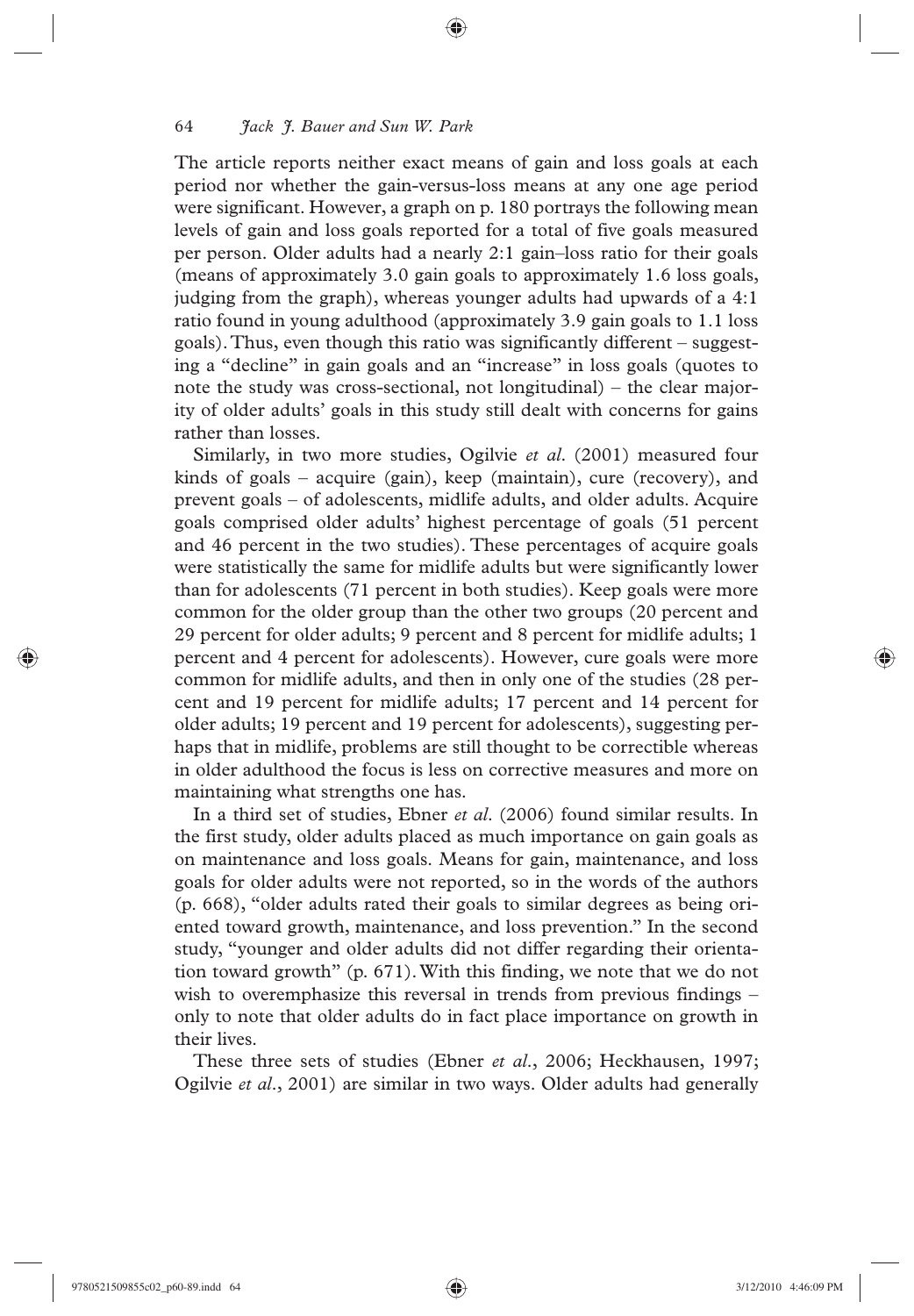The article reports neither exact means of gain and loss goals at each period nor whether the gain-versus-loss means at any one age period were significant. However, a graph on p. 180 portrays the following mean levels of gain and loss goals reported for a total of five goals measured per person. Older adults had a nearly 2:1 gain–loss ratio for their goals (means of approximately 3.0 gain goals to approximately 1.6 loss goals, judging from the graph), whereas younger adults had upwards of a 4:1 ratio found in young adulthood (approximately 3.9 gain goals to 1.1 loss goals). Thus, even though this ratio was significantly different – suggesting a "decline" in gain goals and an "increase" in loss goals (quotes to note the study was cross-sectional, not longitudinal) – the clear majority of older adults' goals in this study still dealt with concerns for gains rather than losses.

Similarly, in two more studies, Ogilvie *et al.* (2001) measured four kinds of goals – acquire (gain), keep (maintain), cure (recovery), and prevent goals – of adolescents, midlife adults, and older adults. Acquire goals comprised older adults' highest percentage of goals (51 percent and 46 percent in the two studies). These percentages of acquire goals were statistically the same for midlife adults but were significantly lower than for adolescents (71 percent in both studies). Keep goals were more common for the older group than the other two groups (20 percent and 29 percent for older adults; 9 percent and 8 percent for midlife adults; 1 percent and 4 percent for adolescents). However, cure goals were more common for midlife adults, and then in only one of the studies (28 percent and 19 percent for midlife adults; 17 percent and 14 percent for older adults; 19 percent and 19 percent for adolescents), suggesting perhaps that in midlife, problems are still thought to be correctible whereas in older adulthood the focus is less on corrective measures and more on maintaining what strengths one has.

In a third set of studies, Ebner *et al.* (2006) found similar results. In the first study, older adults placed as much importance on gain goals as on maintenance and loss goals. Means for gain, maintenance, and loss goals for older adults were not reported, so in the words of the authors (p. 668), "older adults rated their goals to similar degrees as being oriented toward growth, maintenance, and loss prevention." In the second study, "younger and older adults did not differ regarding their orientation toward growth" (p. 671). With this finding, we note that we do not wish to overemphasize this reversal in trends from previous findings – only to note that older adults do in fact place importance on growth in their lives.

These three sets of studies (Ebner *et al.*, 2006; Heckhausen, 1997; Ogilvie *et al.*, 2001) are similar in two ways. Older adults had generally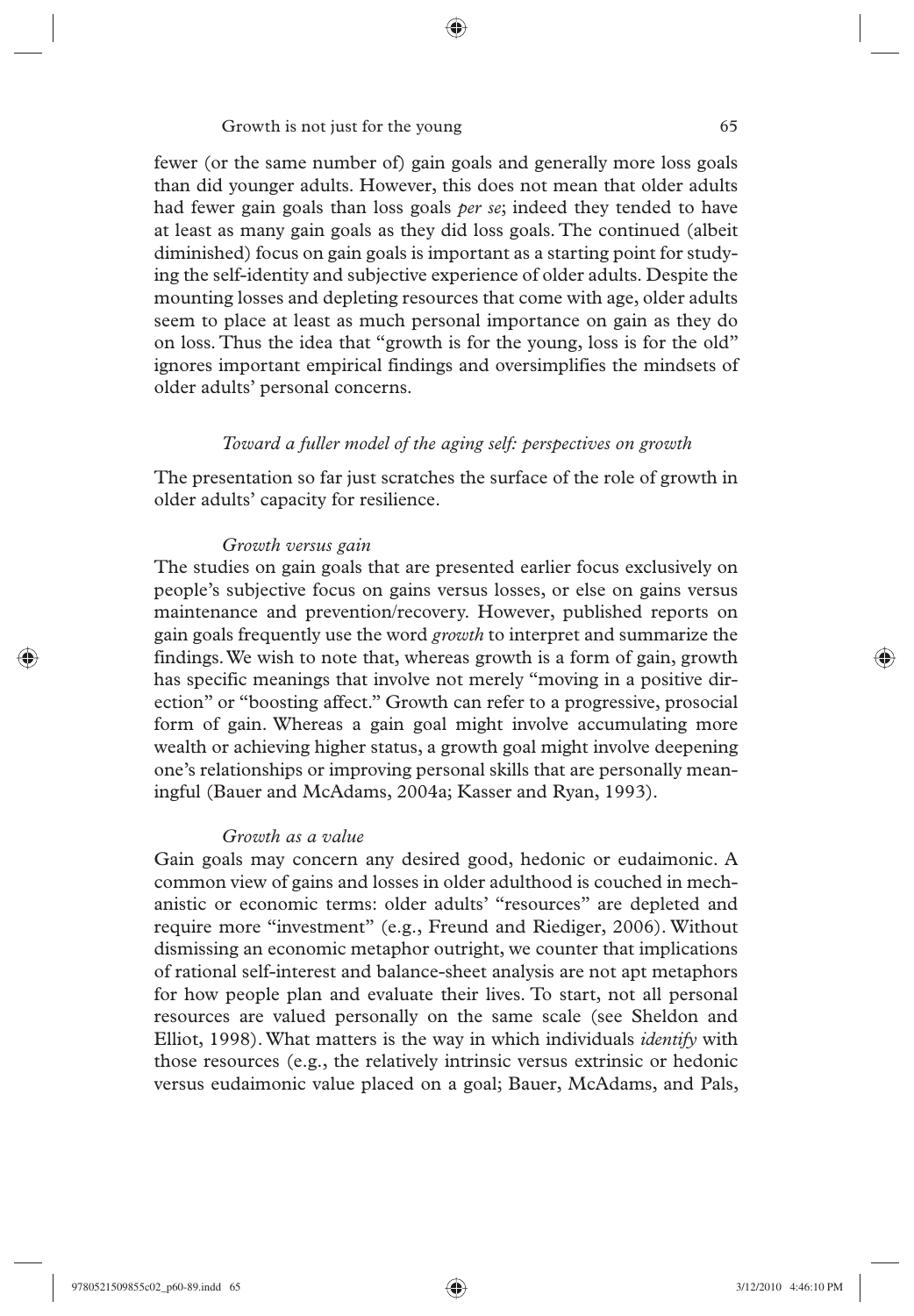fewer (or the same number of) gain goals and generally more loss goals than did younger adults. However, this does not mean that older adults had fewer gain goals than loss goals *per se*; indeed they tended to have at least as many gain goals as they did loss goals. The continued (albeit diminished) focus on gain goals is important as a starting point for studying the self-identity and subjective experience of older adults. Despite the mounting losses and depleting resources that come with age, older adults seem to place at least as much personal importance on gain as they do on loss. Thus the idea that "growth is for the young, loss is for the old" ignores important empirical findings and oversimplifies the mindsets of older adults' personal concerns.

### *Toward a fuller model of the aging self: perspectives on growth*

The presentation so far just scratches the surface of the role of growth in older adults' capacity for resilience.

#### *Growth versus gain*

The studies on gain goals that are presented earlier focus exclusively on people's subjective focus on gains versus losses, or else on gains versus maintenance and prevention/recovery. However, published reports on gain goals frequently use the word *growth* to interpret and summarize the findings. We wish to note that, whereas growth is a form of gain, growth has specific meanings that involve not merely "moving in a positive direction" or "boosting affect." Growth can refer to a progressive, prosocial form of gain. Whereas a gain goal might involve accumulating more wealth or achieving higher status, a growth goal might involve deepening one's relationships or improving personal skills that are personally meaningful (Bauer and McAdams, 2004a; Kasser and Ryan, 1993).

#### *Growth as a value*

Gain goals may concern any desired good, hedonic or eudaimonic. A common view of gains and losses in older adulthood is couched in mechanistic or economic terms: older adults' "resources" are depleted and require more "investment" (e.g., Freund and Riediger, 2006). Without dismissing an economic metaphor outright, we counter that implications of rational self-interest and balance-sheet analysis are not apt metaphors for how people plan and evaluate their lives. To start, not all personal resources are valued personally on the same scale (see Sheldon and Elliot, 1998). What matters is the way in which individuals *identify* with those resources (e.g., the relatively intrinsic versus extrinsic or hedonic versus eudaimonic value placed on a goal; Bauer, McAdams, and Pals,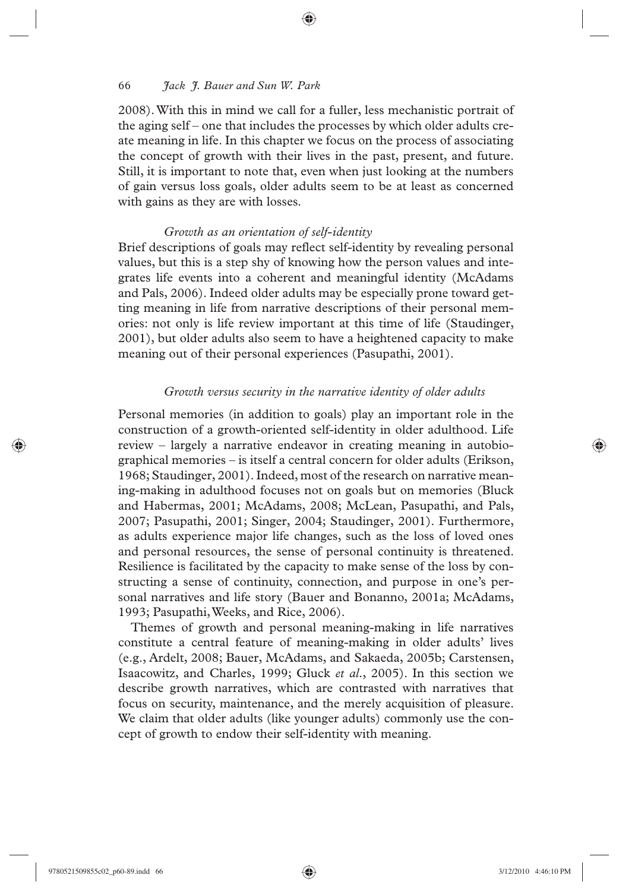2008). With this in mind we call for a fuller, less mechanistic portrait of the aging self – one that includes the processes by which older adults create meaning in life. In this chapter we focus on the process of associating the concept of growth with their lives in the past, present, and future. Still, it is important to note that, even when just looking at the numbers of gain versus loss goals, older adults seem to be at least as concerned with gains as they are with losses.

### *Growth as an orientation of self-identity*

Brief descriptions of goals may reflect self-identity by revealing personal values, but this is a step shy of knowing how the person values and integrates life events into a coherent and meaningful identity (McAdams and Pals, 2006). Indeed older adults may be especially prone toward getting meaning in life from narrative descriptions of their personal memories: not only is life review important at this time of life (Staudinger, 2001), but older adults also seem to have a heightened capacity to make meaning out of their personal experiences (Pasupathi, 2001).

#### *Growth versus security in the narrative identity of older adults*

Personal memories (in addition to goals) play an important role in the construction of a growth-oriented self-identity in older adulthood. Life review – largely a narrative endeavor in creating meaning in autobiographical memories – is itself a central concern for older adults (Erikson, 1968; Staudinger, 2001). Indeed, most of the research on narrative meaning-making in adulthood focuses not on goals but on memories (Bluck and Habermas, 2001; McAdams, 2008; McLean, Pasupathi, and Pals, 2007; Pasupathi, 2001; Singer, 2004; Staudinger, 2001). Furthermore, as adults experience major life changes, such as the loss of loved ones and personal resources, the sense of personal continuity is threatened. Resilience is facilitated by the capacity to make sense of the loss by constructing a sense of continuity, connection, and purpose in one's personal narratives and life story (Bauer and Bonanno, 2001a; McAdams, 1993; Pasupathi, Weeks, and Rice, 2006).

Themes of growth and personal meaning-making in life narratives constitute a central feature of meaning-making in older adults' lives (e.g., Ardelt, 2008; Bauer, McAdams, and Sakaeda, 2005b; Carstensen, Isaacowitz, and Charles, 1999; Gluck *et al.*, 2005). In this section we describe growth narratives, which are contrasted with narratives that focus on security, maintenance, and the merely acquisition of pleasure. We claim that older adults (like younger adults) commonly use the concept of growth to endow their self-identity with meaning.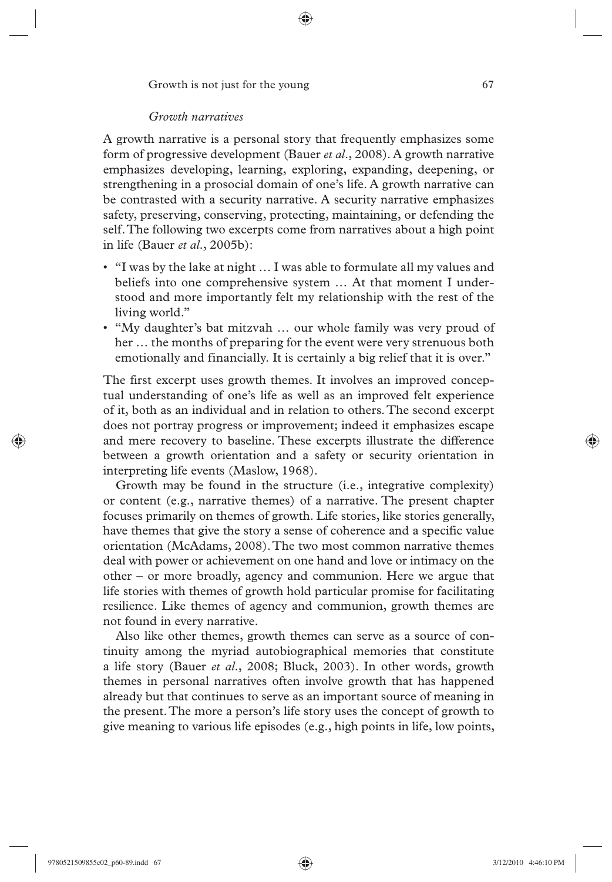### *Growth narratives*

A growth narrative is a personal story that frequently emphasizes some form of progressive development (Bauer *et al.*, 2008). A growth narrative emphasizes developing, learning, exploring, expanding, deepening, or strengthening in a prosocial domain of one's life. A growth narrative can be contrasted with a security narrative. A security narrative emphasizes safety, preserving, conserving, protecting, maintaining, or defending the self. The following two excerpts come from narratives about a high point in life (Bauer *et al.*, 2005b):

- "I was by the lake at night … I was able to formulate all my values and beliefs into one comprehensive system … At that moment I understood and more importantly felt my relationship with the rest of the living world."
- "My daughter's bat mitzvah … our whole family was very proud of her … the months of preparing for the event were very strenuous both emotionally and financially. It is certainly a big relief that it is over."

The first excerpt uses growth themes. It involves an improved conceptual understanding of one's life as well as an improved felt experience of it, both as an individual and in relation to others. The second excerpt does not portray progress or improvement; indeed it emphasizes escape and mere recovery to baseline. These excerpts illustrate the difference between a growth orientation and a safety or security orientation in interpreting life events (Maslow, 1968).

Growth may be found in the structure (i.e., integrative complexity) or content (e.g., narrative themes) of a narrative. The present chapter focuses primarily on themes of growth. Life stories, like stories generally, have themes that give the story a sense of coherence and a specific value orientation (McAdams, 2008). The two most common narrative themes deal with power or achievement on one hand and love or intimacy on the other – or more broadly, agency and communion. Here we argue that life stories with themes of growth hold particular promise for facilitating resilience. Like themes of agency and communion, growth themes are not found in every narrative.

Also like other themes, growth themes can serve as a source of continuity among the myriad autobiographical memories that constitute a life story (Bauer *et al.*, 2008; Bluck, 2003). In other words, growth themes in personal narratives often involve growth that has happened already but that continues to serve as an important source of meaning in the present. The more a person's life story uses the concept of growth to give meaning to various life episodes (e.g., high points in life, low points,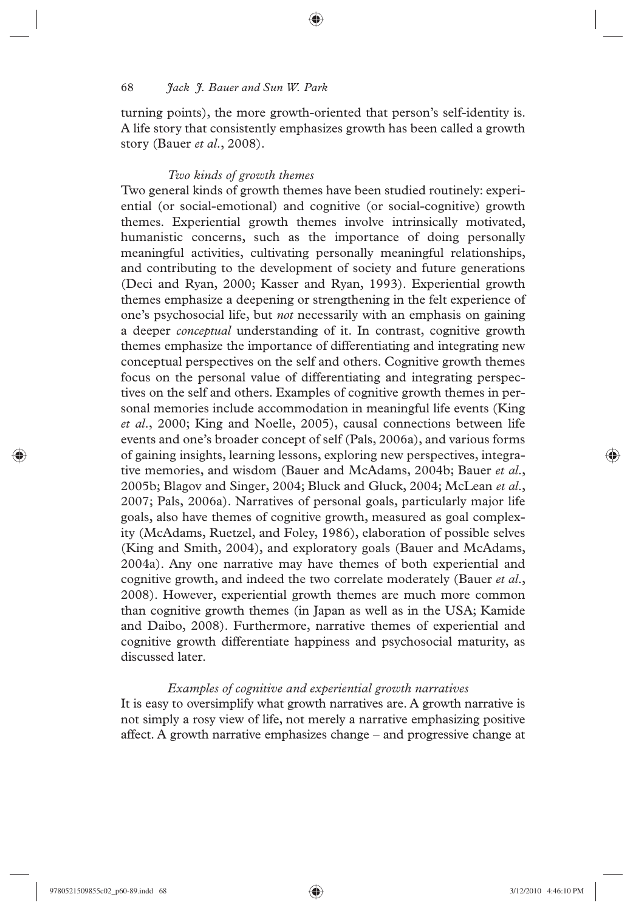turning points), the more growth-oriented that person's self-identity is. A life story that consistently emphasizes growth has been called a growth story (Bauer *et al.*, 2008).

### *Two kinds of growth themes*

Two general kinds of growth themes have been studied routinely: experiential (or social-emotional) and cognitive (or social-cognitive) growth themes. Experiential growth themes involve intrinsically motivated, humanistic concerns, such as the importance of doing personally meaningful activities, cultivating personally meaningful relationships, and contributing to the development of society and future generations (Deci and Ryan, 2000; Kasser and Ryan, 1993). Experiential growth themes emphasize a deepening or strengthening in the felt experience of one's psychosocial life, but *not* necessarily with an emphasis on gaining a deeper *conceptual* understanding of it. In contrast, cognitive growth themes emphasize the importance of differentiating and integrating new conceptual perspectives on the self and others. Cognitive growth themes focus on the personal value of differentiating and integrating perspectives on the self and others. Examples of cognitive growth themes in personal memories include accommodation in meaningful life events (King *et al.*, 2000; King and Noelle, 2005), causal connections between life events and one's broader concept of self (Pals, 2006a), and various forms of gaining insights, learning lessons, exploring new perspectives, integrative memories, and wisdom (Bauer and McAdams, 2004b; Bauer *et al.*, 2005b; Blagov and Singer, 2004; Bluck and Gluck, 2004; McLean *et al.*, 2007; Pals, 2006a). Narratives of personal goals, particularly major life goals, also have themes of cognitive growth, measured as goal complexity (McAdams, Ruetzel, and Foley, 1986), elaboration of possible selves (King and Smith, 2004), and exploratory goals (Bauer and McAdams, 2004a). Any one narrative may have themes of both experiential and cognitive growth, and indeed the two correlate moderately (Bauer *et al.*, 2008). However, experiential growth themes are much more common than cognitive growth themes (in Japan as well as in the USA; Kamide and Daibo, 2008). Furthermore, narrative themes of experiential and cognitive growth differentiate happiness and psychosocial maturity, as discussed later.

### *Examples of cognitive and experiential growth narratives*

It is easy to oversimplify what growth narratives are. A growth narrative is not simply a rosy view of life, not merely a narrative emphasizing positive affect. A growth narrative emphasizes change – and progressive change at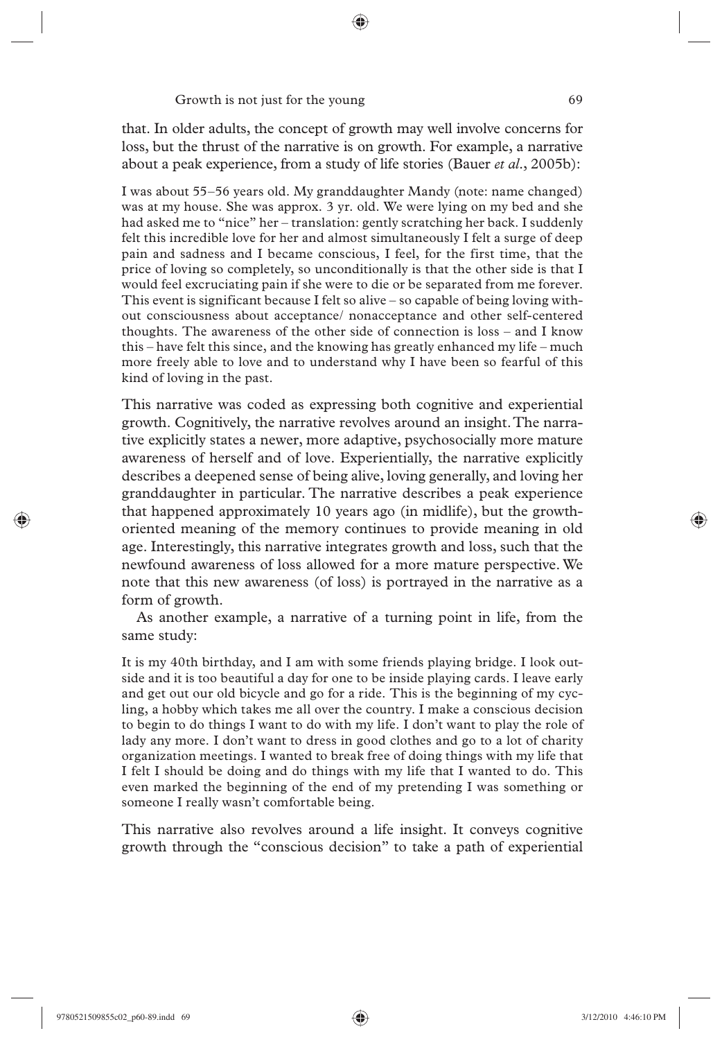that. In older adults, the concept of growth may well involve concerns for loss, but the thrust of the narrative is on growth. For example, a narrative about a peak experience, from a study of life stories (Bauer *et al.*, 2005b):

> I was about 55–56 years old. My granddaughter Mandy (note: name changed) was at my house. She was approx. 3 yr. old. We were lying on my bed and she had asked me to "nice" her – translation: gently scratching her back. I suddenly felt this incredible love for her and almost simultaneously I felt a surge of deep pain and sadness and I became conscious, I feel, for the first time, that the price of loving so completely, so unconditionally is that the other side is that I would feel excruciating pain if she were to die or be separated from me forever. This event is significant because I felt so alive – so capable of being loving without consciousness about acceptance/ nonacceptance and other self-centered thoughts. The awareness of the other side of connection is loss – and I know this – have felt this since, and the knowing has greatly enhanced my life – much more freely able to love and to understand why I have been so fearful of this kind of loving in the past.

This narrative was coded as expressing both cognitive and experiential growth. Cognitively, the narrative revolves around an insight. The narrative explicitly states a newer, more adaptive, psychosocially more mature awareness of herself and of love. Experientially, the narrative explicitly describes a deepened sense of being alive, loving generally, and loving her granddaughter in particular. The narrative describes a peak experience that happened approximately 10 years ago (in midlife), but the growth-oriented meaning of the memory continues to provide meaning in old age. Interestingly, this narrative integrates growth and loss, such that the newfound awareness of loss allowed for a more mature perspective. We note that this new awareness (of loss) is portrayed in the narrative as a form of growth.

As another example, a narrative of a turning point in life, from the same study:

> It is my 40th birthday, and I am with some friends playing bridge. I look outside and it is too beautiful a day for one to be inside playing cards. I leave early and get out our old bicycle and go for a ride. This is the beginning of my cycling, a hobby which takes me all over the country. I make a conscious decision to begin to do things I want to do with my life. I don't want to play the role of lady any more. I don't want to dress in good clothes and go to a lot of charity organization meetings. I wanted to break free of doing things with my life that I felt I should be doing and do things with my life that I wanted to do. This even marked the beginning of the end of my pretending I was something or someone I really wasn't comfortable being.

This narrative also revolves around a life insight. It conveys cognitive growth through the "conscious decision" to take a path of experiential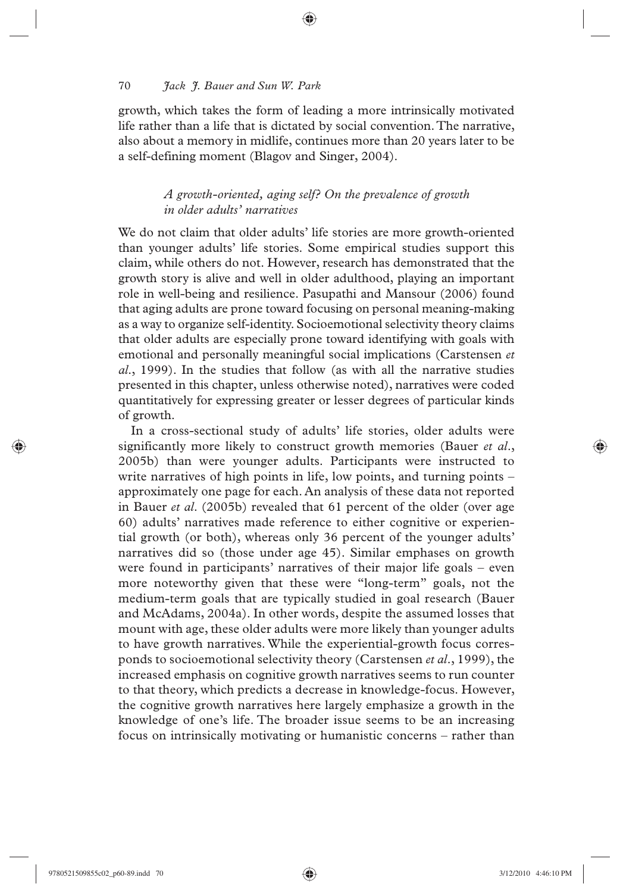growth, which takes the form of leading a more intrinsically motivated life rather than a life that is dictated by social convention. The narrative, also about a memory in midlife, continues more than 20 years later to be a self-defining moment (Blagov and Singer, 2004).

### *A growth-oriented, aging self? On the prevalence of growth in older adults' narratives*

We do not claim that older adults' life stories are more growth-oriented than younger adults' life stories. Some empirical studies support this claim, while others do not. However, research has demonstrated that the growth story is alive and well in older adulthood, playing an important role in well-being and resilience. Pasupathi and Mansour (2006) found that aging adults are prone toward focusing on personal meaning-making as a way to organize self-identity. Socioemotional selectivity theory claims that older adults are especially prone toward identifying with goals with emotional and personally meaningful social implications (Carstensen *et al.*, 1999). In the studies that follow (as with all the narrative studies presented in this chapter, unless otherwise noted), narratives were coded quantitatively for expressing greater or lesser degrees of particular kinds of growth.

In a cross-sectional study of adults' life stories, older adults were significantly more likely to construct growth memories (Bauer *et al.*, 2005b) than were younger adults. Participants were instructed to write narratives of high points in life, low points, and turning points – approximately one page for each. An analysis of these data not reported in Bauer *et al.* (2005b) revealed that 61 percent of the older (over age 60) adults' narratives made reference to either cognitive or experiential growth (or both), whereas only 36 percent of the younger adults' narratives did so (those under age 45). Similar emphases on growth were found in participants' narratives of their major life goals – even more noteworthy given that these were "long-term" goals, not the medium-term goals that are typically studied in goal research (Bauer and McAdams, 2004a). In other words, despite the assumed losses that mount with age, these older adults were more likely than younger adults to have growth narratives. While the experiential-growth focus corresponds to socioemotional selectivity theory (Carstensen *et al.*, 1999), the increased emphasis on cognitive growth narratives seems to run counter to that theory, which predicts a decrease in knowledge-focus. However, the cognitive growth narratives here largely emphasize a growth in the knowledge of one's life. The broader issue seems to be an increasing focus on intrinsically motivating or humanistic concerns – rather than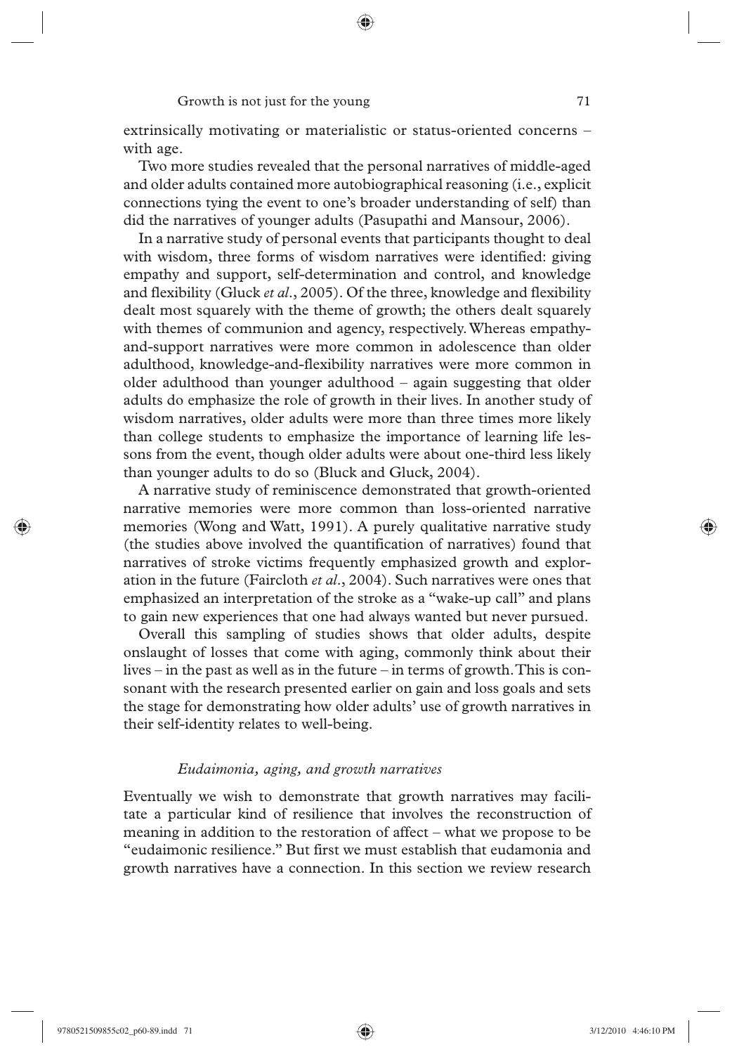extrinsically motivating or materialistic or status-oriented concerns – with age.

Two more studies revealed that the personal narratives of middle-aged and older adults contained more autobiographical reasoning (i.e., explicit connections tying the event to one's broader understanding of self) than did the narratives of younger adults (Pasupathi and Mansour, 2006).

In a narrative study of personal events that participants thought to deal with wisdom, three forms of wisdom narratives were identified: giving empathy and support, self-determination and control, and knowledge and flexibility (Gluck *et al*., 2005). Of the three, knowledge and flexibility dealt most squarely with the theme of growth; the others dealt squarely with themes of communion and agency, respectively. Whereas empathy-and-support narratives were more common in adolescence than older adulthood, knowledge-and-flexibility narratives were more common in older adulthood than younger adulthood – again suggesting that older adults do emphasize the role of growth in their lives. In another study of wisdom narratives, older adults were more than three times more likely than college students to emphasize the importance of learning life lessons from the event, though older adults were about one-third less likely than younger adults to do so (Bluck and Gluck, 2004).

A narrative study of reminiscence demonstrated that growth-oriented narrative memories were more common than loss-oriented narrative memories (Wong and Watt, 1991). A purely qualitative narrative study (the studies above involved the quantification of narratives) found that narratives of stroke victims frequently emphasized growth and exploration in the future (Faircloth *et al*., 2004). Such narratives were ones that emphasized an interpretation of the stroke as a "wake-up call" and plans to gain new experiences that one had always wanted but never pursued.

Overall this sampling of studies shows that older adults, despite onslaught of losses that come with aging, commonly think about their lives – in the past as well as in the future – in terms of growth. This is consonant with the research presented earlier on gain and loss goals and sets the stage for demonstrating how older adults' use of growth narratives in their self-identity relates to well-being.

### *Eudaimonia, aging, and growth narratives*

Eventually we wish to demonstrate that growth narratives may facilitate a particular kind of resilience that involves the reconstruction of meaning in addition to the restoration of affect – what we propose to be "eudaimonic resilience." But first we must establish that eudamonia and growth narratives have a connection. In this section we review research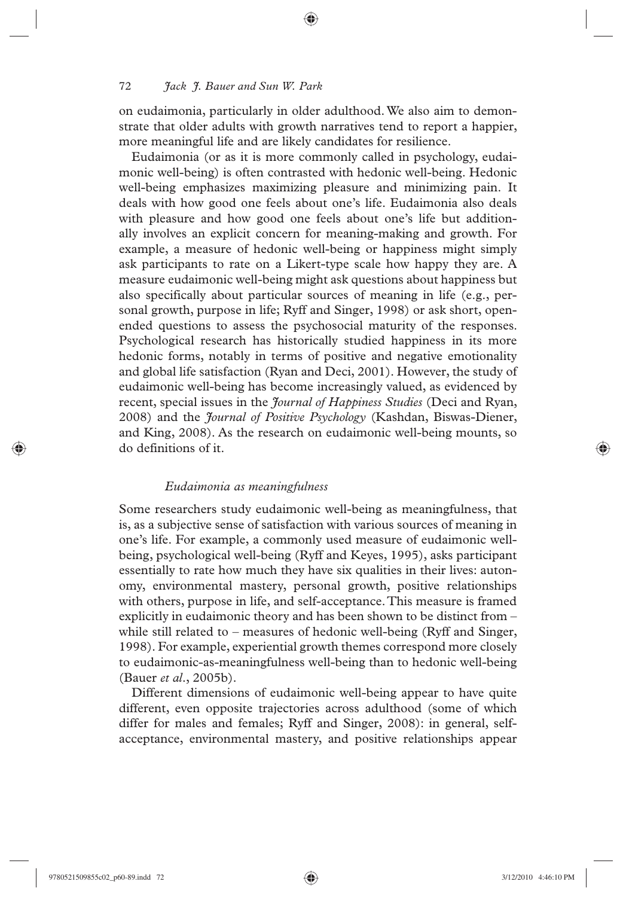on eudaimonia, particularly in older adulthood. We also aim to demonstrate that older adults with growth narratives tend to report a happier, more meaningful life and are likely candidates for resilience.

Eudaimonia (or as it is more commonly called in psychology, eudaimonic well-being) is often contrasted with hedonic well-being. Hedonic well-being emphasizes maximizing pleasure and minimizing pain. It deals with how good one feels about one's life. Eudaimonia also deals with pleasure and how good one feels about one's life but additionally involves an explicit concern for meaning-making and growth. For example, a measure of hedonic well-being or happiness might simply ask participants to rate on a Likert-type scale how happy they are. A measure eudaimonic well-being might ask questions about happiness but also specifically about particular sources of meaning in life (e.g., personal growth, purpose in life; Ryff and Singer, 1998) or ask short, open-ended questions to assess the psychosocial maturity of the responses. Psychological research has historically studied happiness in its more hedonic forms, notably in terms of positive and negative emotionality and global life satisfaction (Ryan and Deci, 2001). However, the study of eudaimonic well-being has become increasingly valued, as evidenced by recent, special issues in the *Journal of Happiness Studies* (Deci and Ryan, 2008) and the *Journal of Positive Psychology* (Kashdan, Biswas-Diener, and King, 2008). As the research on eudaimonic well-being mounts, so do definitions of it.

### *Eudaimonia as meaningfulness*

Some researchers study eudaimonic well-being as meaningfulness, that is, as a subjective sense of satisfaction with various sources of meaning in one's life. For example, a commonly used measure of eudaimonic well-being, psychological well-being (Ryff and Keyes, 1995), asks participant essentially to rate how much they have six qualities in their lives: autonomy, environmental mastery, personal growth, positive relationships with others, purpose in life, and self-acceptance. This measure is framed explicitly in eudaimonic theory and has been shown to be distinct from – while still related to – measures of hedonic well-being (Ryff and Singer, 1998). For example, experiential growth themes correspond more closely to eudaimonic-as-meaningfulness well-being than to hedonic well-being (Bauer *et al*., 2005b).

Different dimensions of eudaimonic well-being appear to have quite different, even opposite trajectories across adulthood (some of which differ for males and females; Ryff and Singer, 2008): in general, self-acceptance, environmental mastery, and positive relationships appear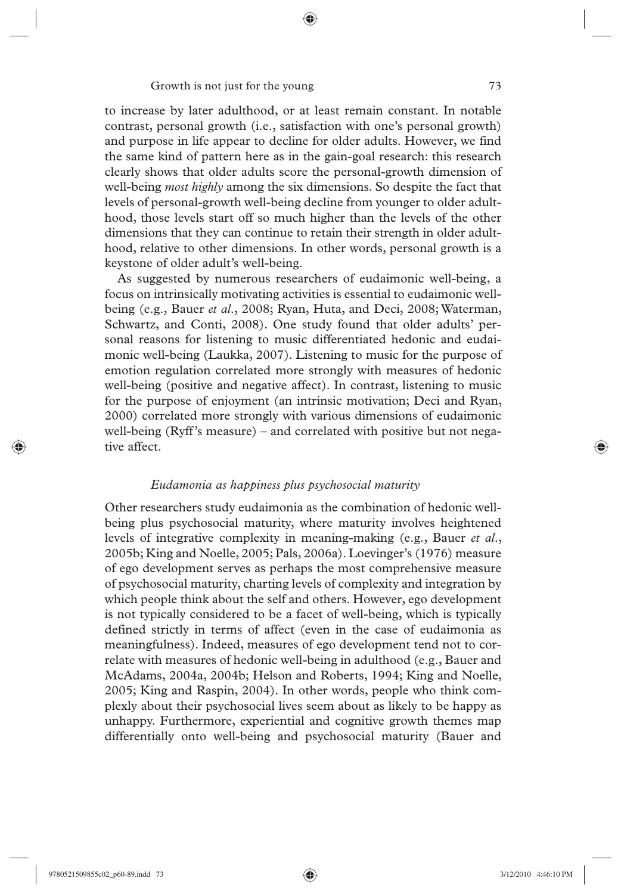to increase by later adulthood, or at least remain constant. In notable contrast, personal growth (i.e., satisfaction with one's personal growth) and purpose in life appear to decline for older adults. However, we find the same kind of pattern here as in the gain-goal research: this research clearly shows that older adults score the personal-growth dimension of well-being *most highly* among the six dimensions. So despite the fact that levels of personal-growth well-being decline from younger to older adulthood, those levels start off so much higher than the levels of the other dimensions that they can continue to retain their strength in older adulthood, relative to other dimensions. In other words, personal growth is a keystone of older adult's well-being.

As suggested by numerous researchers of eudaimonic well-being, a focus on intrinsically motivating activities is essential to eudaimonic well-being (e.g., Bauer *et al.*, 2008; Ryan, Huta, and Deci, 2008; Waterman, Schwartz, and Conti, 2008). One study found that older adults' personal reasons for listening to music differentiated hedonic and eudaimonic well-being (Laukka, 2007). Listening to music for the purpose of emotion regulation correlated more strongly with measures of hedonic well-being (positive and negative affect). In contrast, listening to music for the purpose of enjoyment (an intrinsic motivation; Deci and Ryan, 2000) correlated more strongly with various dimensions of eudaimonic well-being (Ryff's measure) – and correlated with positive but not negative affect.

### *Eudamonia as happiness plus psychosocial maturity*

Other researchers study eudaimonia as the combination of hedonic well-being plus psychosocial maturity, where maturity involves heightened levels of integrative complexity in meaning-making (e.g., Bauer *et al.*, 2005b; King and Noelle, 2005; Pals, 2006a). Loevinger's (1976) measure of ego development serves as perhaps the most comprehensive measure of psychosocial maturity, charting levels of complexity and integration by which people think about the self and others. However, ego development is not typically considered to be a facet of well-being, which is typically defined strictly in terms of affect (even in the case of eudaimonia as meaningfulness). Indeed, measures of ego development tend not to correlate with measures of hedonic well-being in adulthood (e.g., Bauer and McAdams, 2004a, 2004b; Helson and Roberts, 1994; King and Noelle, 2005; King and Raspin, 2004). In other words, people who think complexly about their psychosocial lives seem about as likely to be happy as unhappy. Furthermore, experiential and cognitive growth themes map differentially onto well-being and psychosocial maturity (Bauer and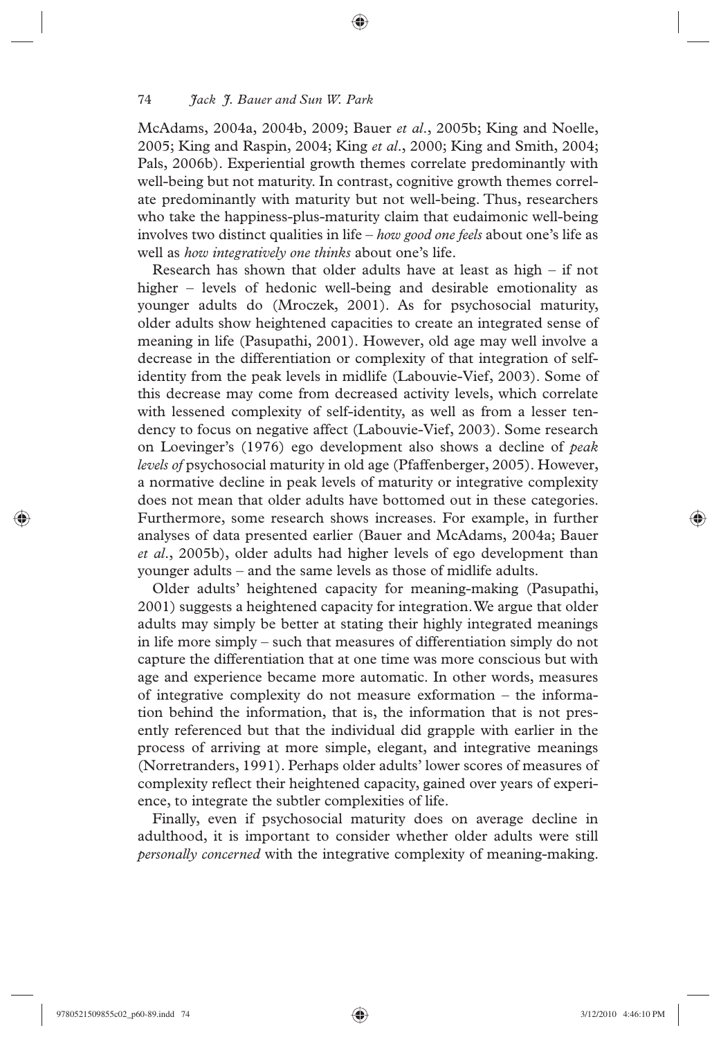McAdams, 2004a, 2004b, 2009; Bauer *et al*., 2005b; King and Noelle, 2005; King and Raspin, 2004; King *et al*., 2000; King and Smith, 2004; Pals, 2006b). Experiential growth themes correlate predominantly with well-being but not maturity. In contrast, cognitive growth themes correlate predominantly with maturity but not well-being. Thus, researchers who take the happiness-plus-maturity claim that eudaimonic well-being involves two distinct qualities in life – *how good one feels* about one's life as well as *how integratively one thinks* about one's life.

Research has shown that older adults have at least as high – if not higher – levels of hedonic well-being and desirable emotionality as younger adults do (Mroczek, 2001). As for psychosocial maturity, older adults show heightened capacities to create an integrated sense of meaning in life (Pasupathi, 2001). However, old age may well involve a decrease in the differentiation or complexity of that integration of self-identity from the peak levels in midlife (Labouvie-Vief, 2003). Some of this decrease may come from decreased activity levels, which correlate with lessened complexity of self-identity, as well as from a lesser tendency to focus on negative affect (Labouvie-Vief, 2003). Some research on Loevinger's (1976) ego development also shows a decline of *peak levels of* psychosocial maturity in old age (Pfaffenberger, 2005). However, a normative decline in peak levels of maturity or integrative complexity does not mean that older adults have bottomed out in these categories. Furthermore, some research shows increases. For example, in further analyses of data presented earlier (Bauer and McAdams, 2004a; Bauer *et al*., 2005b), older adults had higher levels of ego development than younger adults – and the same levels as those of midlife adults.

Older adults' heightened capacity for meaning-making (Pasupathi, 2001) suggests a heightened capacity for integration. We argue that older adults may simply be better at stating their highly integrated meanings in life more simply – such that measures of differentiation simply do not capture the differentiation that at one time was more conscious but with age and experience became more automatic. In other words, measures of integrative complexity do not measure exformation – the information behind the information, that is, the information that is not presently referenced but that the individual did grapple with earlier in the process of arriving at more simple, elegant, and integrative meanings (Norretranders, 1991). Perhaps older adults' lower scores of measures of complexity reflect their heightened capacity, gained over years of experience, to integrate the subtler complexities of life.

Finally, even if psychosocial maturity does on average decline in adulthood, it is important to consider whether older adults were still *personally concerned* with the integrative complexity of meaning-making.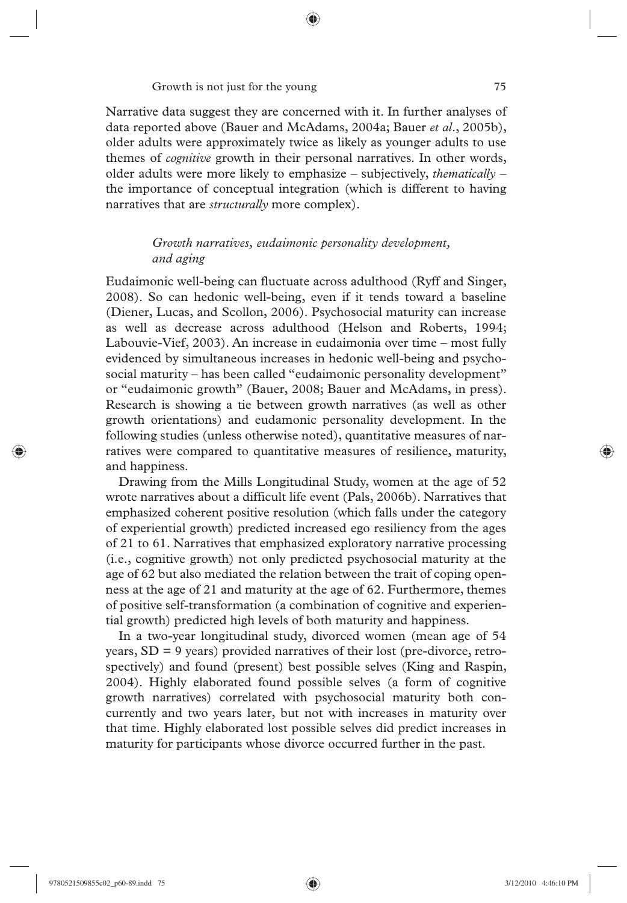Narrative data suggest they are concerned with it. In further analyses of data reported above (Bauer and McAdams, 2004a; Bauer *et al*., 2005b), older adults were approximately twice as likely as younger adults to use themes of *cognitive* growth in their personal narratives. In other words, older adults were more likely to emphasize – subjectively, *thematically* – the importance of conceptual integration (which is different to having narratives that are *structurally* more complex).

### *Growth narratives, eudaimonic personality development, and aging*

Eudaimonic well-being can fluctuate across adulthood (Ryff and Singer, 2008). So can hedonic well-being, even if it tends toward a baseline (Diener, Lucas, and Scollon, 2006). Psychosocial maturity can increase as well as decrease across adulthood (Helson and Roberts, 1994; Labouvie-Vief, 2003). An increase in eudaimonia over time – most fully evidenced by simultaneous increases in hedonic well-being and psychosocial maturity – has been called "eudaimonic personality development" or "eudaimonic growth" (Bauer, 2008; Bauer and McAdams, in press). Research is showing a tie between growth narratives (as well as other growth orientations) and eudamonic personality development. In the following studies (unless otherwise noted), quantitative measures of narratives were compared to quantitative measures of resilience, maturity, and happiness.

Drawing from the Mills Longitudinal Study, women at the age of 52 wrote narratives about a difficult life event (Pals, 2006b). Narratives that emphasized coherent positive resolution (which falls under the category of experiential growth) predicted increased ego resiliency from the ages of 21 to 61. Narratives that emphasized exploratory narrative processing (i.e., cognitive growth) not only predicted psychosocial maturity at the age of 62 but also mediated the relation between the trait of coping openness at the age of 21 and maturity at the age of 62. Furthermore, themes of positive self-transformation (a combination of cognitive and experiential growth) predicted high levels of both maturity and happiness.

In a two-year longitudinal study, divorced women (mean age of 54 years, SD = 9 years) provided narratives of their lost (pre-divorce, retrospectively) and found (present) best possible selves (King and Raspin, 2004). Highly elaborated found possible selves (a form of cognitive growth narratives) correlated with psychosocial maturity both concurrently and two years later, but not with increases in maturity over that time. Highly elaborated lost possible selves did predict increases in maturity for participants whose divorce occurred further in the past.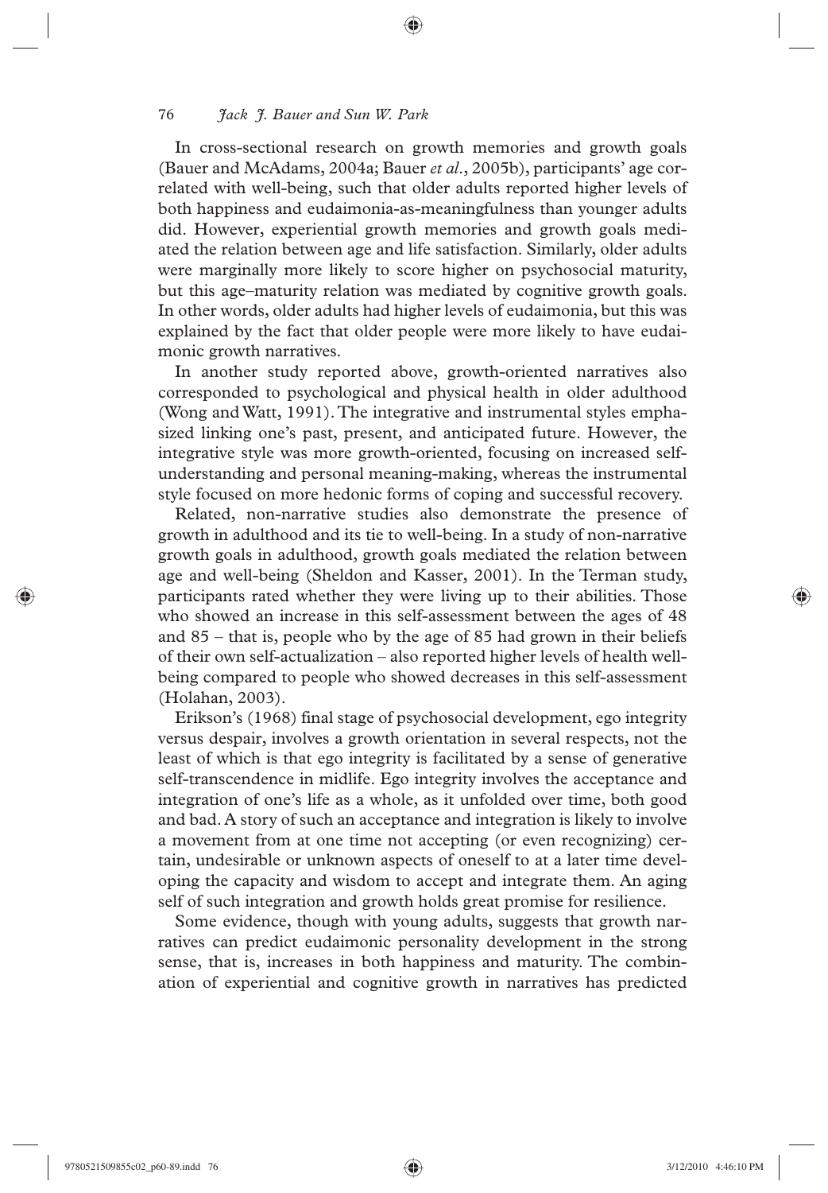In cross-sectional research on growth memories and growth goals (Bauer and McAdams, 2004a; Bauer *et al.*, 2005b), participants' age correlated with well-being, such that older adults reported higher levels of both happiness and eudaimonia-as-meaningfulness than younger adults did. However, experiential growth memories and growth goals mediated the relation between age and life satisfaction. Similarly, older adults were marginally more likely to score higher on psychosocial maturity, but this age–maturity relation was mediated by cognitive growth goals. In other words, older adults had higher levels of eudaimonia, but this was explained by the fact that older people were more likely to have eudaimonic growth narratives.

In another study reported above, growth-oriented narratives also corresponded to psychological and physical health in older adulthood (Wong and Watt, 1991). The integrative and instrumental styles emphasized linking one's past, present, and anticipated future. However, the integrative style was more growth-oriented, focusing on increased self-understanding and personal meaning-making, whereas the instrumental style focused on more hedonic forms of coping and successful recovery.

Related, non-narrative studies also demonstrate the presence of growth in adulthood and its tie to well-being. In a study of non-narrative growth goals in adulthood, growth goals mediated the relation between age and well-being (Sheldon and Kasser, 2001). In the Terman study, participants rated whether they were living up to their abilities. Those who showed an increase in this self-assessment between the ages of 48 and 85 – that is, people who by the age of 85 had grown in their beliefs of their own self-actualization – also reported higher levels of health well-being compared to people who showed decreases in this self-assessment (Holahan, 2003).

Erikson's (1968) final stage of psychosocial development, ego integrity versus despair, involves a growth orientation in several respects, not the least of which is that ego integrity is facilitated by a sense of generative self-transcendence in midlife. Ego integrity involves the acceptance and integration of one's life as a whole, as it unfolded over time, both good and bad. A story of such an acceptance and integration is likely to involve a movement from at one time not accepting (or even recognizing) certain, undesirable or unknown aspects of oneself to at a later time developing the capacity and wisdom to accept and integrate them. An aging self of such integration and growth holds great promise for resilience.

Some evidence, though with young adults, suggests that growth narratives can predict eudaimonic personality development in the strong sense, that is, increases in both happiness and maturity. The combination of experiential and cognitive growth in narratives has predicted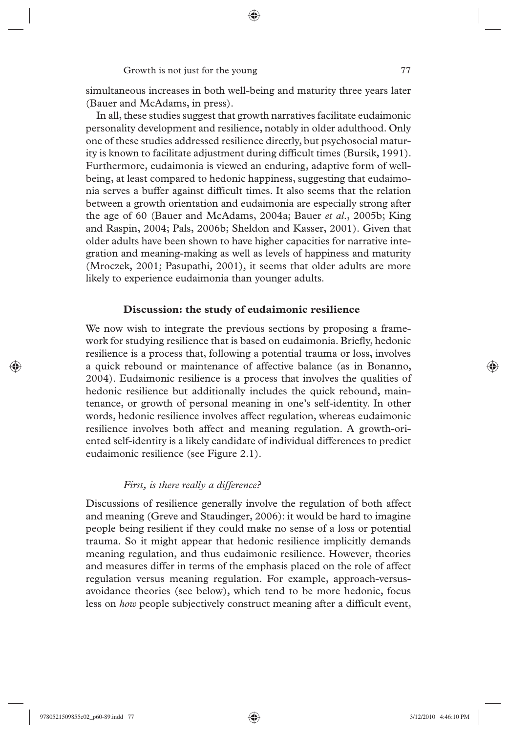simultaneous increases in both well-being and maturity three years later (Bauer and McAdams, in press).

In all, these studies suggest that growth narratives facilitate eudaimonic personality development and resilience, notably in older adulthood. Only one of these studies addressed resilience directly, but psychosocial maturity is known to facilitate adjustment during difficult times (Bursik, 1991). Furthermore, eudaimonia is viewed an enduring, adaptive form of well-being, at least compared to hedonic happiness, suggesting that eudaimonia serves a buffer against difficult times. It also seems that the relation between a growth orientation and eudaimonia are especially strong after the age of 60 (Bauer and McAdams, 2004a; Bauer *et al.*, 2005b; King and Raspin, 2004; Pals, 2006b; Sheldon and Kasser, 2001). Given that older adults have been shown to have higher capacities for narrative integration and meaning-making as well as levels of happiness and maturity (Mroczek, 2001; Pasupathi, 2001), it seems that older adults are more likely to experience eudaimonia than younger adults.

## Discussion: the study of eudaimonic resilience

We now wish to integrate the previous sections by proposing a framework for studying resilience that is based on eudaimonia. Briefly, hedonic resilience is a process that, following a potential trauma or loss, involves a quick rebound or maintenance of affective balance (as in Bonanno, 2004). Eudaimonic resilience is a process that involves the qualities of hedonic resilience but additionally includes the quick rebound, maintenance, or growth of personal meaning in one's self-identity. In other words, hedonic resilience involves affect regulation, whereas eudaimonic resilience involves both affect and meaning regulation. A growth-oriented self-identity is a likely candidate of individual differences to predict eudaimonic resilience (see Figure 2.1).

### *First, is there really a difference?*

Discussions of resilience generally involve the regulation of both affect and meaning (Greve and Staudinger, 2006): it would be hard to imagine people being resilient if they could make no sense of a loss or potential trauma. So it might appear that hedonic resilience implicitly demands meaning regulation, and thus eudaimonic resilience. However, theories and measures differ in terms of the emphasis placed on the role of affect regulation versus meaning regulation. For example, approach-versus-avoidance theories (see below), which tend to be more hedonic, focus less on *how* people subjectively construct meaning after a difficult event,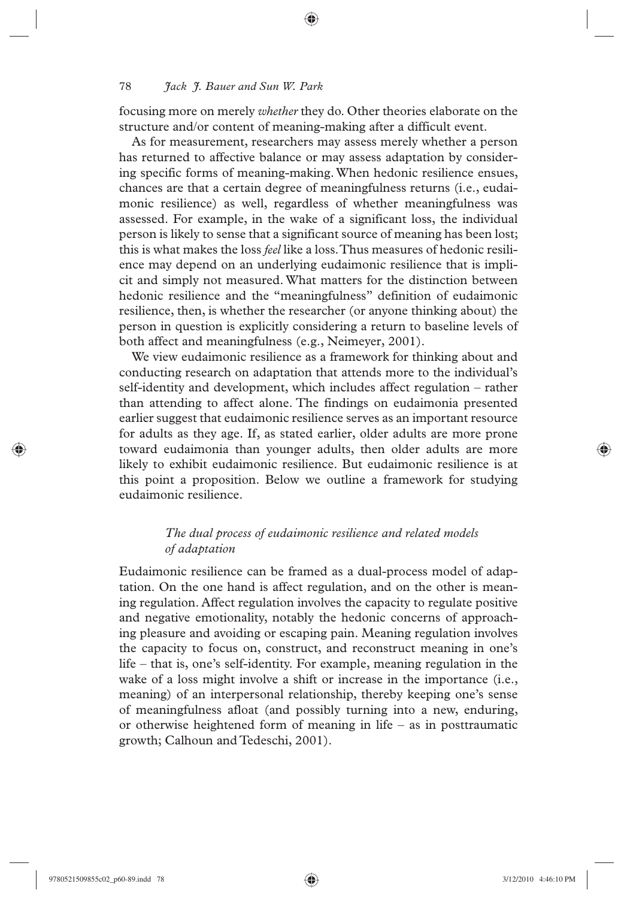focusing more on merely *whether* they do. Other theories elaborate on the structure and/or content of meaning-making after a difficult event.

As for measurement, researchers may assess merely whether a person has returned to affective balance or may assess adaptation by considering specific forms of meaning-making. When hedonic resilience ensues, chances are that a certain degree of meaningfulness returns (i.e., eudaimonic resilience) as well, regardless of whether meaningfulness was assessed. For example, in the wake of a significant loss, the individual person is likely to sense that a significant source of meaning has been lost; this is what makes the loss *feel* like a loss. Thus measures of hedonic resilience may depend on an underlying eudaimonic resilience that is implicit and simply not measured. What matters for the distinction between hedonic resilience and the "meaningfulness" definition of eudaimonic resilience, then, is whether the researcher (or anyone thinking about) the person in question is explicitly considering a return to baseline levels of both affect and meaningfulness (e.g., Neimeyer, 2001).

We view eudaimonic resilience as a framework for thinking about and conducting research on adaptation that attends more to the individual's self-identity and development, which includes affect regulation – rather than attending to affect alone. The findings on eudaimonia presented earlier suggest that eudaimonic resilience serves as an important resource for adults as they age. If, as stated earlier, older adults are more prone toward eudaimonia than younger adults, then older adults are more likely to exhibit eudaimonic resilience. But eudaimonic resilience is at this point a proposition. Below we outline a framework for studying eudaimonic resilience.

### *The dual process of eudaimonic resilience and related models of adaptation*

Eudaimonic resilience can be framed as a dual-process model of adaptation. On the one hand is affect regulation, and on the other is meaning regulation. Affect regulation involves the capacity to regulate positive and negative emotionality, notably the hedonic concerns of approaching pleasure and avoiding or escaping pain. Meaning regulation involves the capacity to focus on, construct, and reconstruct meaning in one's life – that is, one's self-identity. For example, meaning regulation in the wake of a loss might involve a shift or increase in the importance (i.e., meaning) of an interpersonal relationship, thereby keeping one's sense of meaningfulness afloat (and possibly turning into a new, enduring, or otherwise heightened form of meaning in life – as in posttraumatic growth; Calhoun and Tedeschi, 2001).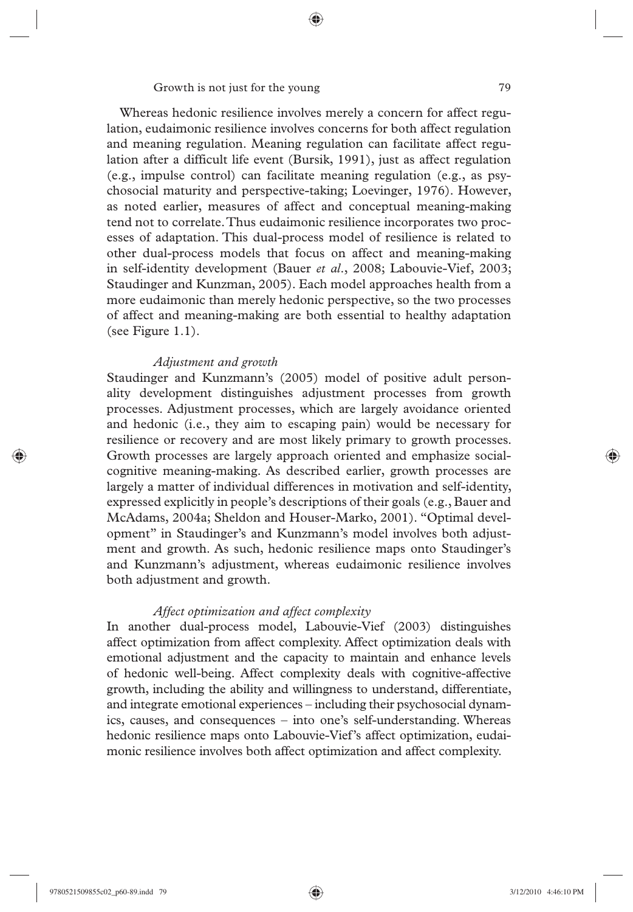Whereas hedonic resilience involves merely a concern for affect regulation, eudaimonic resilience involves concerns for both affect regulation and meaning regulation. Meaning regulation can facilitate affect regulation after a difficult life event (Bursik, 1991), just as affect regulation (e.g., impulse control) can facilitate meaning regulation (e.g., as psychosocial maturity and perspective-taking; Loevinger, 1976). However, as noted earlier, measures of affect and conceptual meaning-making tend not to correlate. Thus eudaimonic resilience incorporates two processes of adaptation. This dual-process model of resilience is related to other dual-process models that focus on affect and meaning-making in self-identity development (Bauer *et al*., 2008; Labouvie-Vief, 2003; Staudinger and Kunzman, 2005). Each model approaches health from a more eudaimonic than merely hedonic perspective, so the two processes of affect and meaning-making are both essential to healthy adaptation (see Figure 1.1).

### *Adjustment and growth*

Staudinger and Kunzmann's (2005) model of positive adult personality development distinguishes adjustment processes from growth processes. Adjustment processes, which are largely avoidance oriented and hedonic (i.e., they aim to escaping pain) would be necessary for resilience or recovery and are most likely primary to growth processes. Growth processes are largely approach oriented and emphasize social-cognitive meaning-making. As described earlier, growth processes are largely a matter of individual differences in motivation and self-identity, expressed explicitly in people's descriptions of their goals (e.g., Bauer and McAdams, 2004a; Sheldon and Houser-Marko, 2001). "Optimal development" in Staudinger's and Kunzmann's model involves both adjustment and growth. As such, hedonic resilience maps onto Staudinger's and Kunzmann's adjustment, whereas eudaimonic resilience involves both adjustment and growth.

### *Affect optimization and affect complexity*

In another dual-process model, Labouvie-Vief (2003) distinguishes affect optimization from affect complexity. Affect optimization deals with emotional adjustment and the capacity to maintain and enhance levels of hedonic well-being. Affect complexity deals with cognitive-affective growth, including the ability and willingness to understand, differentiate, and integrate emotional experiences – including their psychosocial dynamics, causes, and consequences – into one's self-understanding. Whereas hedonic resilience maps onto Labouvie-Vief's affect optimization, eudaimonic resilience involves both affect optimization and affect complexity.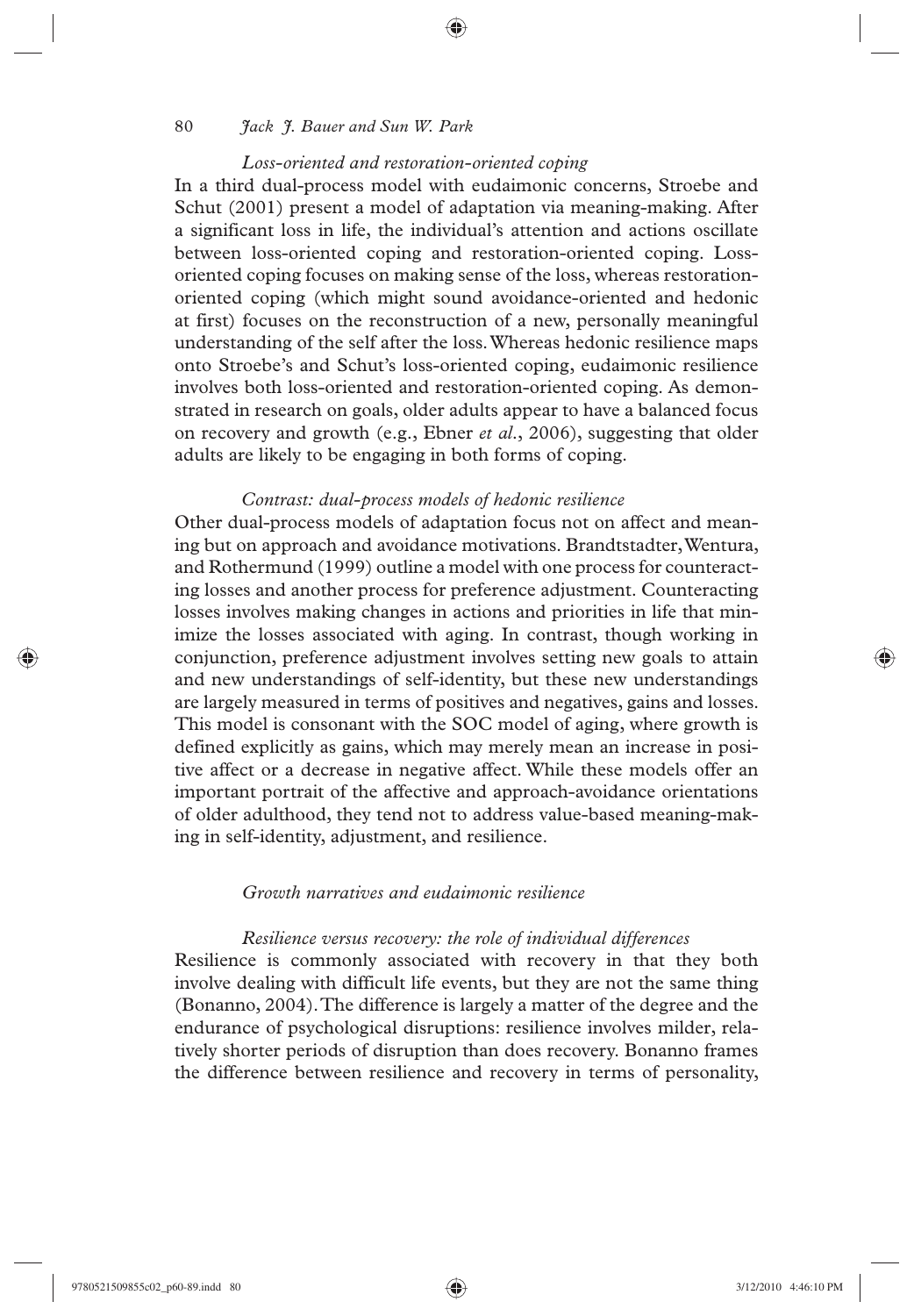#### *Loss-oriented and restoration-oriented coping*

In a third dual-process model with eudaimonic concerns, Stroebe and Schut (2001) present a model of adaptation via meaning-making. After a significant loss in life, the individual's attention and actions oscillate between loss-oriented coping and restoration-oriented coping. Loss-oriented coping focuses on making sense of the loss, whereas restoration-oriented coping (which might sound avoidance-oriented and hedonic at first) focuses on the reconstruction of a new, personally meaningful understanding of the self after the loss. Whereas hedonic resilience maps onto Stroebe's and Schut's loss-oriented coping, eudaimonic resilience involves both loss-oriented and restoration-oriented coping. As demonstrated in research on goals, older adults appear to have a balanced focus on recovery and growth (e.g., Ebner *et al*., 2006), suggesting that older adults are likely to be engaging in both forms of coping.

#### *Contrast: dual-process models of hedonic resilience*

Other dual-process models of adaptation focus not on affect and meaning but on approach and avoidance motivations. Brandtstadter, Wentura, and Rothermund (1999) outline a model with one process for counteracting losses and another process for preference adjustment. Counteracting losses involves making changes in actions and priorities in life that minimize the losses associated with aging. In contrast, though working in conjunction, preference adjustment involves setting new goals to attain and new understandings of self-identity, but these new understandings are largely measured in terms of positives and negatives, gains and losses. This model is consonant with the SOC model of aging, where growth is defined explicitly as gains, which may merely mean an increase in positive affect or a decrease in negative affect. While these models offer an important portrait of the affective and approach-avoidance orientations of older adulthood, they tend not to address value-based meaning-making in self-identity, adjustment, and resilience.

### *Growth narratives and eudaimonic resilience*

#### *Resilience versus recovery: the role of individual differences*

Resilience is commonly associated with recovery in that they both involve dealing with difficult life events, but they are not the same thing (Bonanno, 2004). The difference is largely a matter of the degree and the endurance of psychological disruptions: resilience involves milder, relatively shorter periods of disruption than does recovery. Bonanno frames the difference between resilience and recovery in terms of personality,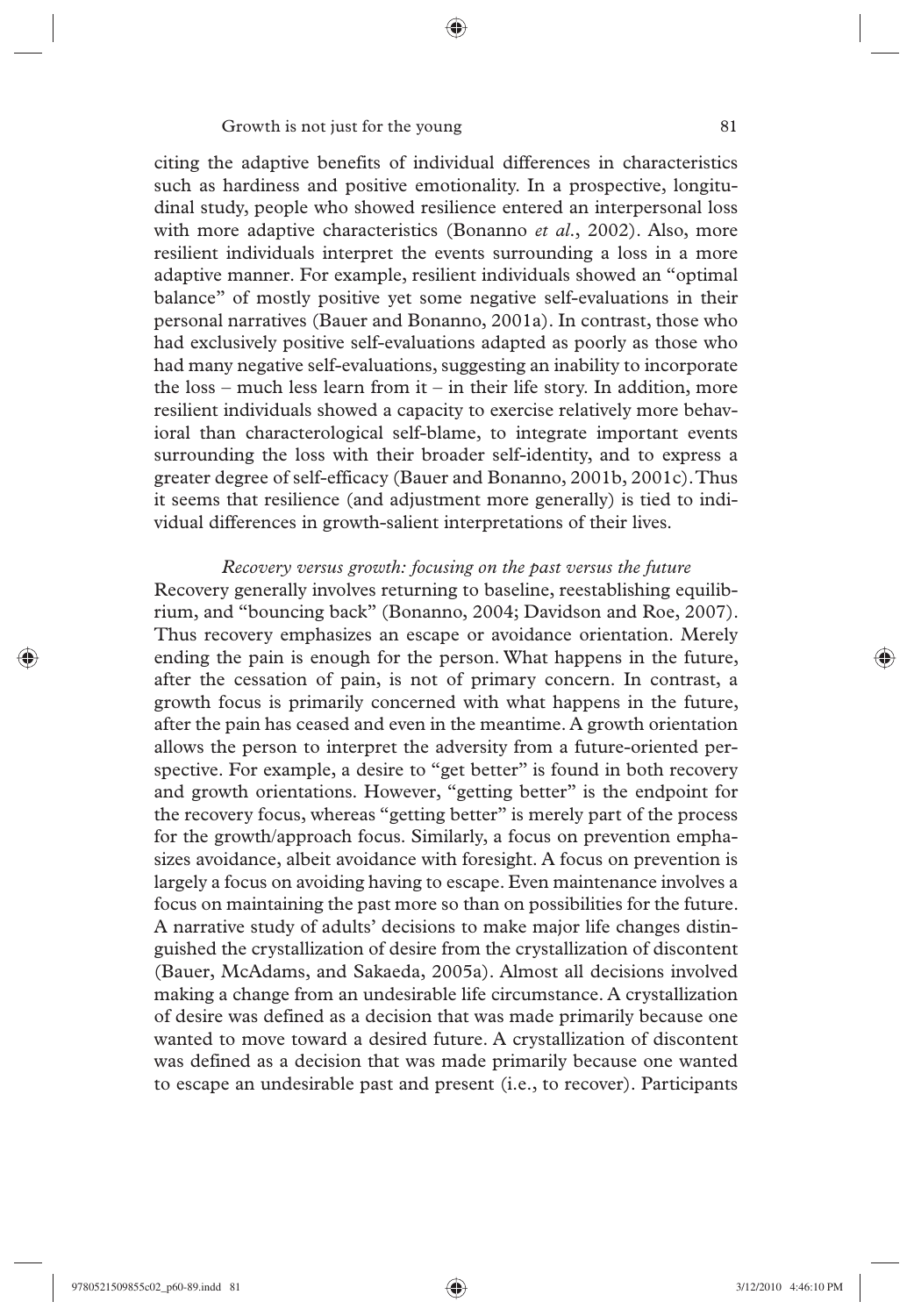citing the adaptive benefits of individual differences in characteristics such as hardiness and positive emotionality. In a prospective, longitudinal study, people who showed resilience entered an interpersonal loss with more adaptive characteristics (Bonanno *et al.*, 2002). Also, more resilient individuals interpret the events surrounding a loss in a more adaptive manner. For example, resilient individuals showed an "optimal balance" of mostly positive yet some negative self-evaluations in their personal narratives (Bauer and Bonanno, 2001a). In contrast, those who had exclusively positive self-evaluations adapted as poorly as those who had many negative self-evaluations, suggesting an inability to incorporate the loss – much less learn from it – in their life story. In addition, more resilient individuals showed a capacity to exercise relatively more behavioral than characterological self-blame, to integrate important events surrounding the loss with their broader self-identity, and to express a greater degree of self-efficacy (Bauer and Bonanno, 2001b, 2001c). Thus it seems that resilience (and adjustment more generally) is tied to individual differences in growth-salient interpretations of their lives.

### *Recovery versus growth: focusing on the past versus the future*

Recovery generally involves returning to baseline, reestablishing equilibrium, and "bouncing back" (Bonanno, 2004; Davidson and Roe, 2007). Thus recovery emphasizes an escape or avoidance orientation. Merely ending the pain is enough for the person. What happens in the future, after the cessation of pain, is not of primary concern. In contrast, a growth focus is primarily concerned with what happens in the future, after the pain has ceased and even in the meantime. A growth orientation allows the person to interpret the adversity from a future-oriented perspective. For example, a desire to "get better" is found in both recovery and growth orientations. However, "getting better" is the endpoint for the recovery focus, whereas "getting better" is merely part of the process for the growth/approach focus. Similarly, a focus on prevention emphasizes avoidance, albeit avoidance with foresight. A focus on prevention is largely a focus on avoiding having to escape. Even maintenance involves a focus on maintaining the past more so than on possibilities for the future. A narrative study of adults' decisions to make major life changes distinguished the crystallization of desire from the crystallization of discontent (Bauer, McAdams, and Sakaeda, 2005a). Almost all decisions involved making a change from an undesirable life circumstance. A crystallization of desire was defined as a decision that was made primarily because one wanted to move toward a desired future. A crystallization of discontent was defined as a decision that was made primarily because one wanted to escape an undesirable past and present (i.e., to recover). Participants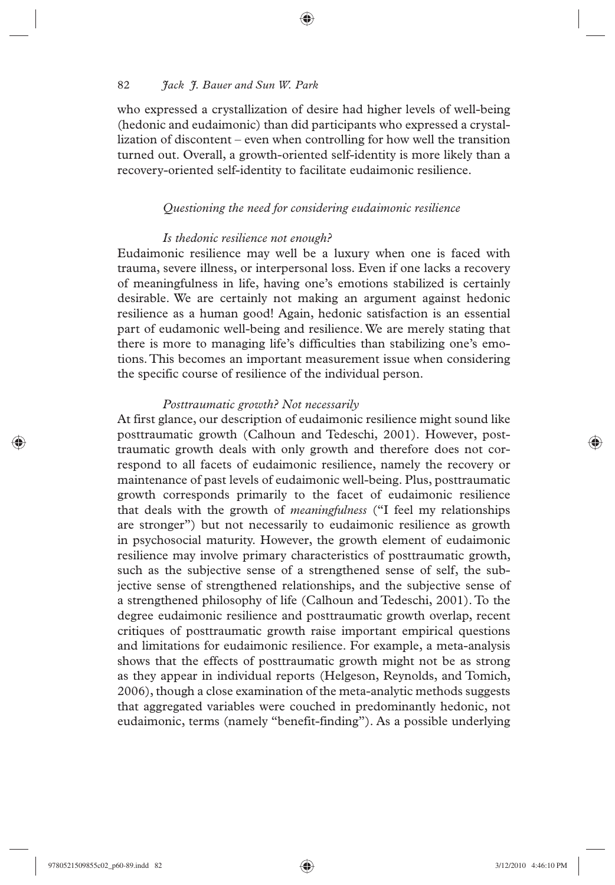who expressed a crystallization of desire had higher levels of well-being (hedonic and eudaimonic) than did participants who expressed a crystallization of discontent – even when controlling for how well the transition turned out. Overall, a growth-oriented self-identity is more likely than a recovery-oriented self-identity to facilitate eudaimonic resilience.

### *Questioning the need for considering eudaimonic resilience*

#### *Is thedonic resilience not enough?*

Eudaimonic resilience may well be a luxury when one is faced with trauma, severe illness, or interpersonal loss. Even if one lacks a recovery of meaningfulness in life, having one's emotions stabilized is certainly desirable. We are certainly not making an argument against hedonic resilience as a human good! Again, hedonic satisfaction is an essential part of eudamonic well-being and resilience. We are merely stating that there is more to managing life's difficulties than stabilizing one's emotions. This becomes an important measurement issue when considering the specific course of resilience of the individual person.

#### *Posttraumatic growth? Not necessarily*

At first glance, our description of eudaimonic resilience might sound like posttraumatic growth (Calhoun and Tedeschi, 2001). However, posttraumatic growth deals with only growth and therefore does not correspond to all facets of eudaimonic resilience, namely the recovery or maintenance of past levels of eudaimonic well-being. Plus, posttraumatic growth corresponds primarily to the facet of eudaimonic resilience that deals with the growth of *meaningfulness* ("I feel my relationships are stronger") but not necessarily to eudaimonic resilience as growth in psychosocial maturity. However, the growth element of eudaimonic resilience may involve primary characteristics of posttraumatic growth, such as the subjective sense of a strengthened sense of self, the subjective sense of strengthened relationships, and the subjective sense of a strengthened philosophy of life (Calhoun and Tedeschi, 2001). To the degree eudaimonic resilience and posttraumatic growth overlap, recent critiques of posttraumatic growth raise important empirical questions and limitations for eudaimonic resilience. For example, a meta-analysis shows that the effects of posttraumatic growth might not be as strong as they appear in individual reports (Helgeson, Reynolds, and Tomich, 2006), though a close examination of the meta-analytic methods suggests that aggregated variables were couched in predominantly hedonic, not eudaimonic, terms (namely "benefit-finding"). As a possible underlying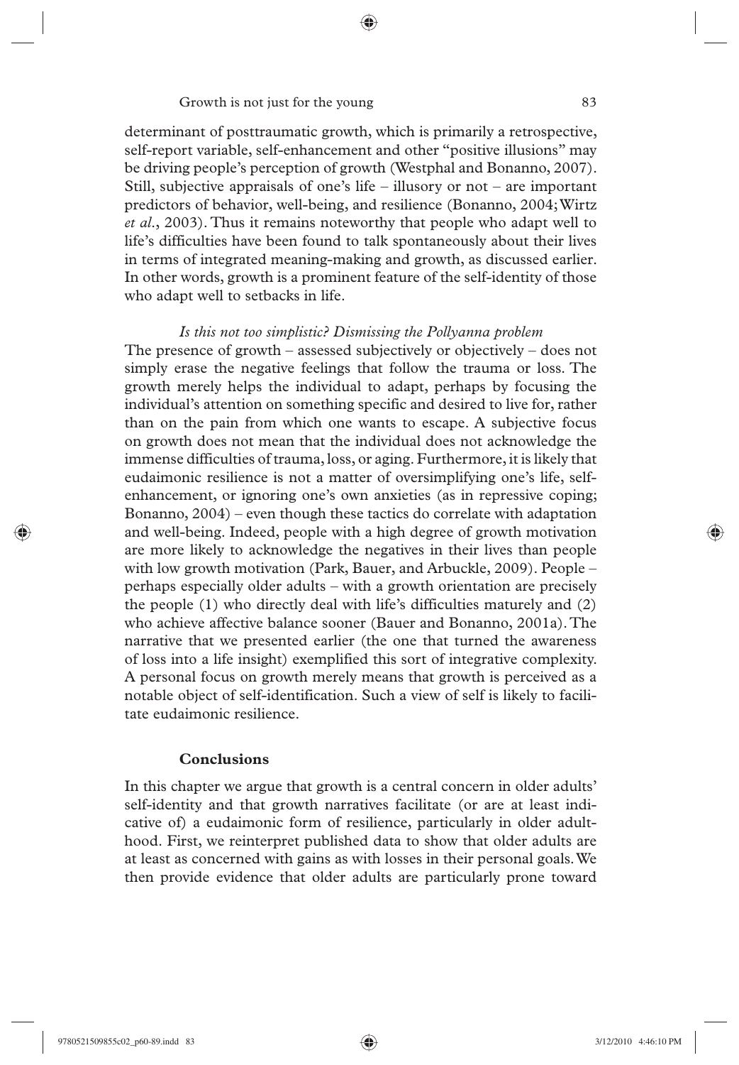determinant of posttraumatic growth, which is primarily a retrospective, self-report variable, self-enhancement and other "positive illusions" may be driving people's perception of growth (Westphal and Bonanno, 2007). Still, subjective appraisals of one's life – illusory or not – are important predictors of behavior, well-being, and resilience (Bonanno, 2004; Wirtz *et al.*, 2003). Thus it remains noteworthy that people who adapt well to life's difficulties have been found to talk spontaneously about their lives in terms of integrated meaning-making and growth, as discussed earlier. In other words, growth is a prominent feature of the self-identity of those who adapt well to setbacks in life.

*Is this not too simplistic? Dismissing the Pollyanna problem*

The presence of growth – assessed subjectively or objectively – does not simply erase the negative feelings that follow the trauma or loss. The growth merely helps the individual to adapt, perhaps by focusing the individual's attention on something specific and desired to live for, rather than on the pain from which one wants to escape. A subjective focus on growth does not mean that the individual does not acknowledge the immense difficulties of trauma, loss, or aging. Furthermore, it is likely that eudaimonic resilience is not a matter of oversimplifying one's life, self-enhancement, or ignoring one's own anxieties (as in repressive coping; Bonanno, 2004) – even though these tactics do correlate with adaptation and well-being. Indeed, people with a high degree of growth motivation are more likely to acknowledge the negatives in their lives than people with low growth motivation (Park, Bauer, and Arbuckle, 2009). People – perhaps especially older adults – with a growth orientation are precisely the people (1) who directly deal with life's difficulties maturely and (2) who achieve affective balance sooner (Bauer and Bonanno, 2001a). The narrative that we presented earlier (the one that turned the awareness of loss into a life insight) exemplified this sort of integrative complexity. A personal focus on growth merely means that growth is perceived as a notable object of self-identification. Such a view of self is likely to facilitate eudaimonic resilience.

## Conclusions

In this chapter we argue that growth is a central concern in older adults' self-identity and that growth narratives facilitate (or are at least indicative of) a eudaimonic form of resilience, particularly in older adulthood. First, we reinterpret published data to show that older adults are at least as concerned with gains as with losses in their personal goals. We then provide evidence that older adults are particularly prone toward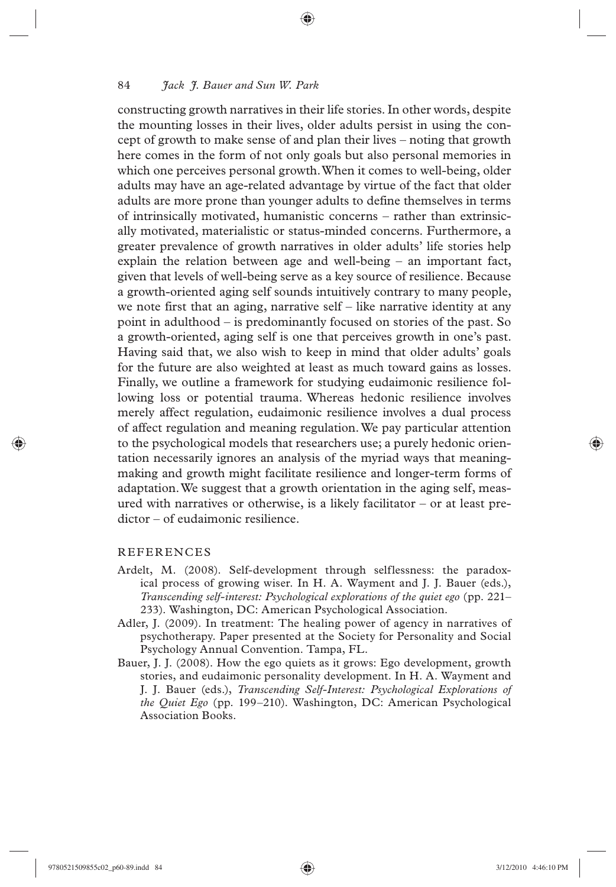constructing growth narratives in their life stories. In other words, despite the mounting losses in their lives, older adults persist in using the concept of growth to make sense of and plan their lives – noting that growth here comes in the form of not only goals but also personal memories in which one perceives personal growth. When it comes to well-being, older adults may have an age-related advantage by virtue of the fact that older adults are more prone than younger adults to define themselves in terms of intrinsically motivated, humanistic concerns – rather than extrinsically motivated, materialistic or status-minded concerns. Furthermore, a greater prevalence of growth narratives in older adults' life stories help explain the relation between age and well-being – an important fact, given that levels of well-being serve as a key source of resilience. Because a growth-oriented aging self sounds intuitively contrary to many people, we note first that an aging, narrative self – like narrative identity at any point in adulthood – is predominantly focused on stories of the past. So a growth-oriented, aging self is one that perceives growth in one's past. Having said that, we also wish to keep in mind that older adults' goals for the future are also weighted at least as much toward gains as losses. Finally, we outline a framework for studying eudaimonic resilience following loss or potential trauma. Whereas hedonic resilience involves merely affect regulation, eudaimonic resilience involves a dual process of affect regulation and meaning regulation. We pay particular attention to the psychological models that researchers use; a purely hedonic orientation necessarily ignores an analysis of the myriad ways that meaning-making and growth might facilitate resilience and longer-term forms of adaptation. We suggest that a growth orientation in the aging self, measured with narratives or otherwise, is a likely facilitator – or at least predictor – of eudaimonic resilience.

## REFERENCES

Ardelt, M. (2008). Self-development through selflessness: the paradoxical process of growing wiser. In H. A. Wayment and J. J. Bauer (eds.), *Transcending self-interest: Psychological explorations of the quiet ego* (pp. 221–233). Washington, DC: American Psychological Association.

Adler, J. (2009). In treatment: The healing power of agency in narratives of psychotherapy. Paper presented at the Society for Personality and Social Psychology Annual Convention. Tampa, FL.

Bauer, J. J. (2008). How the ego quiets as it grows: Ego development, growth stories, and eudaimonic personality development. In H. A. Wayment and J. J. Bauer (eds.), *Transcending Self-Interest: Psychological Explorations of the Quiet Ego* (pp. 199–210). Washington, DC: American Psychological Association Books.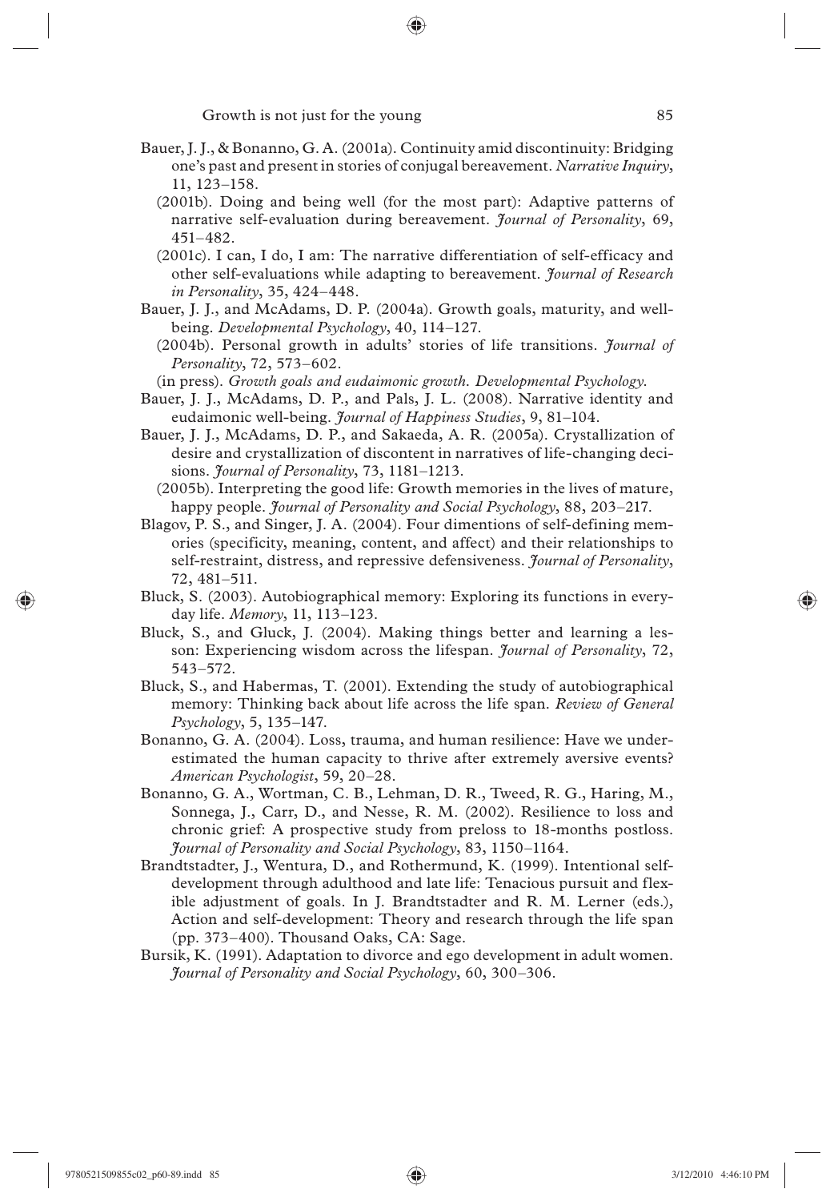Bauer, J. J., & Bonanno, G. A. (2001a). Continuity amid discontinuity: Bridging one's past and present in stories of conjugal bereavement. *Narrative Inquiry*, 11, 123–158.

(2001b). Doing and being well (for the most part): Adaptive patterns of narrative self-evaluation during bereavement. *Journal of Personality*, 69, 451–482.

(2001c). I can, I do, I am: The narrative differentiation of self-efficacy and other self-evaluations while adapting to bereavement. *Journal of Research in Personality*, 35, 424–448.

Bauer, J. J., and McAdams, D. P. (2004a). Growth goals, maturity, and well-being. *Developmental Psychology*, 40, 114–127.

(2004b). Personal growth in adults' stories of life transitions. *Journal of Personality*, 72, 573–602.

(in press). *Growth goals and eudaimonic growth. Developmental Psychology.*

Bauer, J. J., McAdams, D. P., and Pals, J. L. (2008). Narrative identity and eudaimonic well-being. *Journal of Happiness Studies*, 9, 81–104.

Bauer, J. J., McAdams, D. P., and Sakaeda, A. R. (2005a). Crystallization of desire and crystallization of discontent in narratives of life-changing decisions. *Journal of Personality*, 73, 1181–1213.

(2005b). Interpreting the good life: Growth memories in the lives of mature, happy people. *Journal of Personality and Social Psychology*, 88, 203–217.

Blagov, P. S., and Singer, J. A. (2004). Four dimentions of self-defining memories (specificity, meaning, content, and affect) and their relationships to self-restraint, distress, and repressive defensiveness. *Journal of Personality*, 72, 481–511.

Bluck, S. (2003). Autobiographical memory: Exploring its functions in everyday life. *Memory*, 11, 113–123.

Bluck, S., and Gluck, J. (2004). Making things better and learning a lesson: Experiencing wisdom across the lifespan. *Journal of Personality*, 72, 543–572.

Bluck, S., and Habermas, T. (2001). Extending the study of autobiographical memory: Thinking back about life across the life span. *Review of General Psychology*, 5, 135–147.

Bonanno, G. A. (2004). Loss, trauma, and human resilience: Have we underestimated the human capacity to thrive after extremely aversive events? *American Psychologist*, 59, 20–28.

Bonanno, G. A., Wortman, C. B., Lehman, D. R., Tweed, R. G., Haring, M., Sonnega, J., Carr, D., and Nesse, R. M. (2002). Resilience to loss and chronic grief: A prospective study from preloss to 18-months postloss. *Journal of Personality and Social Psychology*, 83, 1150–1164.

Brandtstadter, J., Wentura, D., and Rothermund, K. (1999). Intentional self-development through adulthood and late life: Tenacious pursuit and flexible adjustment of goals. In J. Brandtstadter and R. M. Lerner (eds.), Action and self-development: Theory and research through the life span (pp. 373–400). Thousand Oaks, CA: Sage.

Bursik, K. (1991). Adaptation to divorce and ego development in adult women. *Journal of Personality and Social Psychology*, 60, 300–306.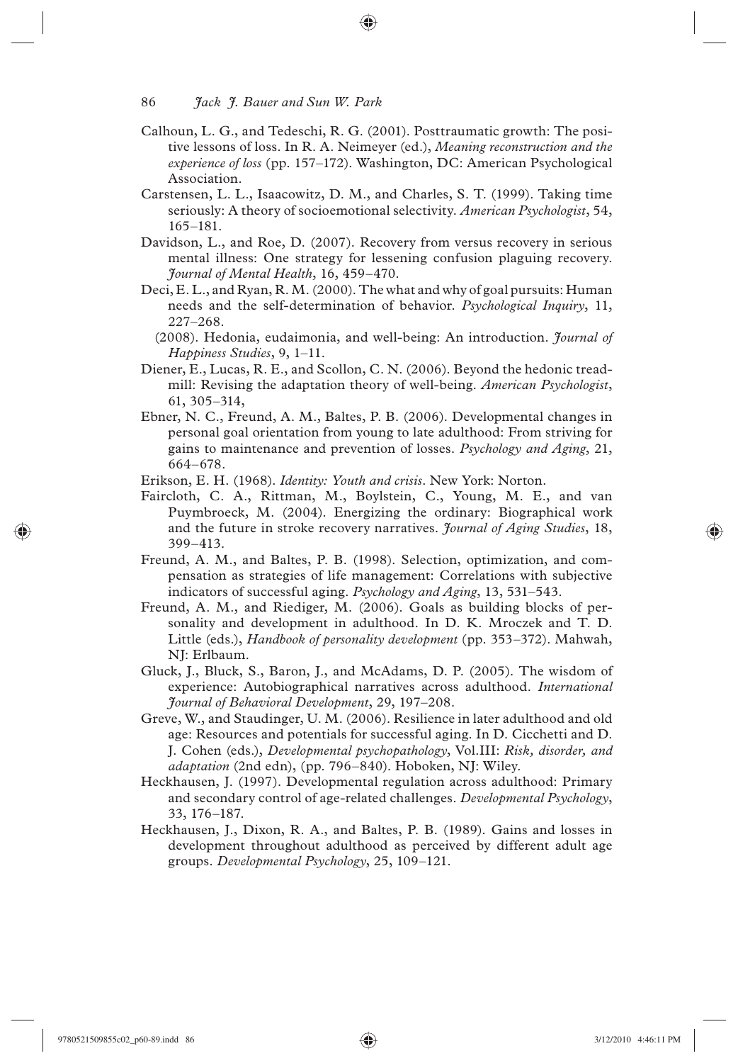Calhoun, L. G., and Tedeschi, R. G. (2001). Posttraumatic growth: The positive lessons of loss. In R. A. Neimeyer (ed.), *Meaning reconstruction and the experience of loss* (pp. 157–172). Washington, DC: American Psychological Association.

Carstensen, L. L., Isaacowitz, D. M., and Charles, S. T. (1999). Taking time seriously: A theory of socioemotional selectivity. *American Psychologist*, 54, 165–181.

Davidson, L., and Roe, D. (2007). Recovery from versus recovery in serious mental illness: One strategy for lessening confusion plaguing recovery. *Journal of Mental Health*, 16, 459–470.

Deci, E. L., and Ryan, R. M. (2000). The what and why of goal pursuits: Human needs and the self-determination of behavior. *Psychological Inquiry*, 11, 227–268.

(2008). Hedonia, eudaimonia, and well-being: An introduction. *Journal of Happiness Studies*, 9, 1–11.

Diener, E., Lucas, R. E., and Scollon, C. N. (2006). Beyond the hedonic treadmill: Revising the adaptation theory of well-being. *American Psychologist*, 61, 305–314,

Ebner, N. C., Freund, A. M., Baltes, P. B. (2006). Developmental changes in personal goal orientation from young to late adulthood: From striving for gains to maintenance and prevention of losses. *Psychology and Aging*, 21, 664–678.

Erikson, E. H. (1968). *Identity: Youth and crisis*. New York: Norton.

Faircloth, C. A., Rittman, M., Boylstein, C., Young, M. E., and van Puymbroeck, M. (2004). Energizing the ordinary: Biographical work and the future in stroke recovery narratives. *Journal of Aging Studies*, 18, 399–413.

Freund, A. M., and Baltes, P. B. (1998). Selection, optimization, and compensation as strategies of life management: Correlations with subjective indicators of successful aging. *Psychology and Aging*, 13, 531–543.

Freund, A. M., and Riediger, M. (2006). Goals as building blocks of personality and development in adulthood. In D. K. Mroczek and T. D. Little (eds.), *Handbook of personality development* (pp. 353–372). Mahwah, NJ: Erlbaum.

Gluck, J., Bluck, S., Baron, J., and McAdams, D. P. (2005). The wisdom of experience: Autobiographical narratives across adulthood. *International Journal of Behavioral Development*, 29, 197–208.

Greve, W., and Staudinger, U. M. (2006). Resilience in later adulthood and old age: Resources and potentials for successful aging. In D. Cicchetti and D. J. Cohen (eds.), *Developmental psychopathology*, Vol.III: *Risk, disorder, and adaptation* (2nd edn), (pp. 796–840). Hoboken, NJ: Wiley.

Heckhausen, J. (1997). Developmental regulation across adulthood: Primary and secondary control of age-related challenges. *Developmental Psychology*, 33, 176–187.

Heckhausen, J., Dixon, R. A., and Baltes, P. B. (1989). Gains and losses in development throughout adulthood as perceived by different adult age groups. *Developmental Psychology*, 25, 109–121.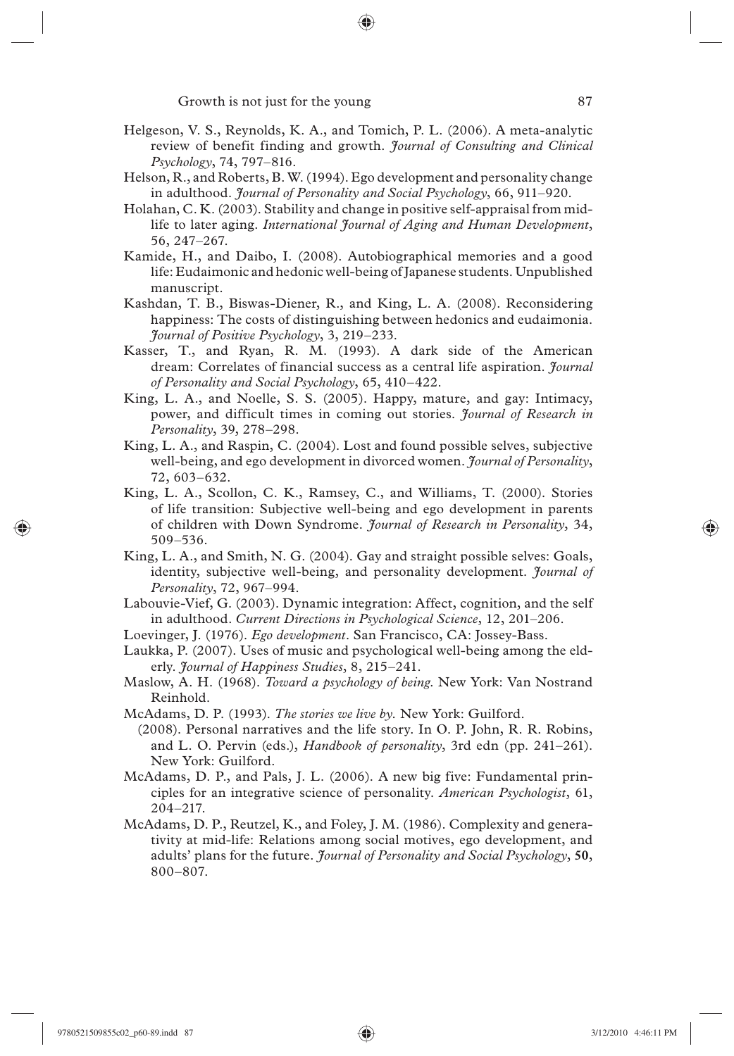Helgeson, V. S., Reynolds, K. A., and Tomich, P. L. (2006). A meta-analytic review of benefit finding and growth. *Journal of Consulting and Clinical Psychology*, 74, 797–816.

Helson, R., and Roberts, B. W. (1994). Ego development and personality change in adulthood. *Journal of Personality and Social Psychology*, 66, 911–920.

Holahan, C. K. (2003). Stability and change in positive self-appraisal from mid-life to later aging. *International Journal of Aging and Human Development*, 56, 247–267.

Kamide, H., and Daibo, I. (2008). Autobiographical memories and a good life: Eudaimonic and hedonic well-being of Japanese students. Unpublished manuscript.

Kashdan, T. B., Biswas-Diener, R., and King, L. A. (2008). Reconsidering happiness: The costs of distinguishing between hedonics and eudaimonia. *Journal of Positive Psychology*, 3, 219–233.

Kasser, T., and Ryan, R. M. (1993). A dark side of the American dream: Correlates of financial success as a central life aspiration. *Journal of Personality and Social Psychology*, 65, 410–422.

King, L. A., and Noelle, S. S. (2005). Happy, mature, and gay: Intimacy, power, and difficult times in coming out stories. *Journal of Research in Personality*, 39, 278–298.

King, L. A., and Raspin, C. (2004). Lost and found possible selves, subjective well-being, and ego development in divorced women. *Journal of Personality*, 72, 603–632.

King, L. A., Scollon, C. K., Ramsey, C., and Williams, T. (2000). Stories of life transition: Subjective well-being and ego development in parents of children with Down Syndrome. *Journal of Research in Personality*, 34, 509–536.

King, L. A., and Smith, N. G. (2004). Gay and straight possible selves: Goals, identity, subjective well-being, and personality development. *Journal of Personality*, 72, 967–994.

Labouvie-Vief, G. (2003). Dynamic integration: Affect, cognition, and the self in adulthood. *Current Directions in Psychological Science*, 12, 201–206.

Loevinger, J. (1976). *Ego development*. San Francisco, CA: Jossey-Bass.

Laukka, P. (2007). Uses of music and psychological well-being among the elderly. *Journal of Happiness Studies*, 8, 215–241.

Maslow, A. H. (1968). *Toward a psychology of being.* New York: Van Nostrand Reinhold.

McAdams, D. P. (1993). *The stories we live by.* New York: Guilford.

(2008). Personal narratives and the life story. In O. P. John, R. R. Robins, and L. O. Pervin (eds.), *Handbook of personality*, 3rd edn (pp. 241–261). New York: Guilford.

McAdams, D. P., and Pals, J. L. (2006). A new big five: Fundamental principles for an integrative science of personality. *American Psychologist*, 61, 204–217.

McAdams, D. P., Reutzel, K., and Foley, J. M. (1986). Complexity and generativity at mid-life: Relations among social motives, ego development, and adults' plans for the future. *Journal of Personality and Social Psychology*, **50**, 800–807.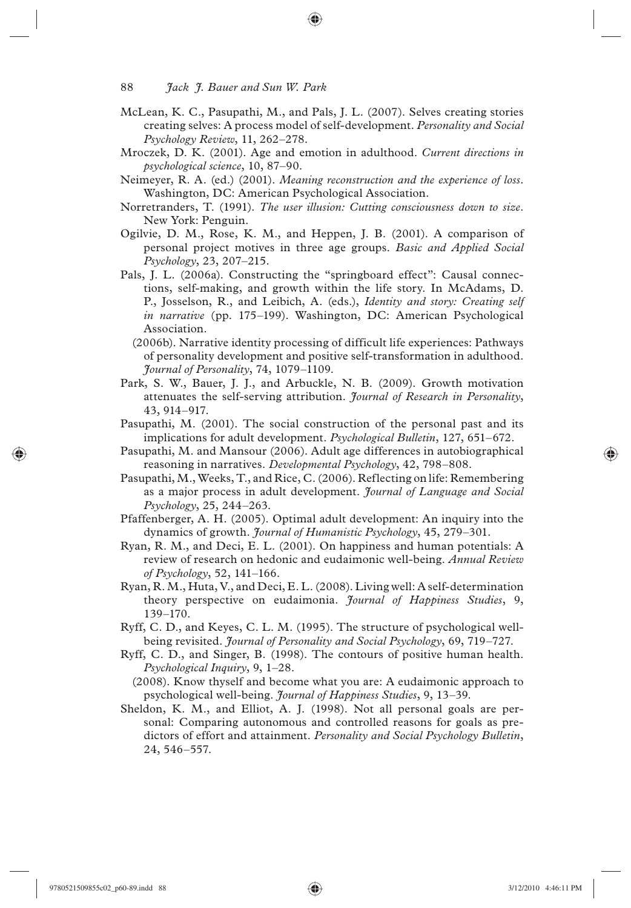McLean, K. C., Pasupathi, M., and Pals, J. L. (2007). Selves creating stories creating selves: A process model of self-development. *Personality and Social Psychology Review*, 11, 262–278.

Mroczek, D. K. (2001). Age and emotion in adulthood. *Current directions in psychological science*, 10, 87–90.

Neimeyer, R. A. (ed.) (2001). *Meaning reconstruction and the experience of loss*. Washington, DC: American Psychological Association.

Norretranders, T. (1991). *The user illusion: Cutting consciousness down to size*. New York: Penguin.

Ogilvie, D. M., Rose, K. M., and Heppen, J. B. (2001). A comparison of personal project motives in three age groups. *Basic and Applied Social Psychology*, 23, 207–215.

Pals, J. L. (2006a). Constructing the "springboard effect": Causal connections, self-making, and growth within the life story. In McAdams, D. P., Josselson, R., and Leibich, A. (eds.), *Identity and story: Creating self in narrative* (pp. 175–199). Washington, DC: American Psychological Association.

(2006b). Narrative identity processing of difficult life experiences: Pathways of personality development and positive self-transformation in adulthood. *Journal of Personality*, 74, 1079–1109.

Park, S. W., Bauer, J. J., and Arbuckle, N. B. (2009). Growth motivation attenuates the self-serving attribution. *Journal of Research in Personality*, 43, 914–917.

Pasupathi, M. (2001). The social construction of the personal past and its implications for adult development. *Psychological Bulletin*, 127, 651–672.

Pasupathi, M. and Mansour (2006). Adult age differences in autobiographical reasoning in narratives. *Developmental Psychology*, 42, 798–808.

Pasupathi, M., Weeks, T., and Rice, C. (2006). Reflecting on life: Remembering as a major process in adult development. *Journal of Language and Social Psychology*, 25, 244–263.

Pfaffenberger, A. H. (2005). Optimal adult development: An inquiry into the dynamics of growth. *Journal of Humanistic Psychology*, 45, 279–301.

Ryan, R. M., and Deci, E. L. (2001). On happiness and human potentials: A review of research on hedonic and eudaimonic well-being. *Annual Review of Psychology*, 52, 141–166.

Ryan, R. M., Huta, V., and Deci, E. L. (2008). Living well: A self-determination theory perspective on eudaimonia. *Journal of Happiness Studies*, 9, 139–170.

Ryff, C. D., and Keyes, C. L. M. (1995). The structure of psychological well-being revisited. *Journal of Personality and Social Psychology*, 69, 719–727.

Ryff, C. D., and Singer, B. (1998). The contours of positive human health. *Psychological Inquiry*, 9, 1–28.

(2008). Know thyself and become what you are: A eudaimonic approach to psychological well-being. *Journal of Happiness Studies*, 9, 13–39.

Sheldon, K. M., and Elliot, A. J. (1998). Not all personal goals are personal: Comparing autonomous and controlled reasons for goals as predictors of effort and attainment. *Personality and Social Psychology Bulletin*, 24, 546–557.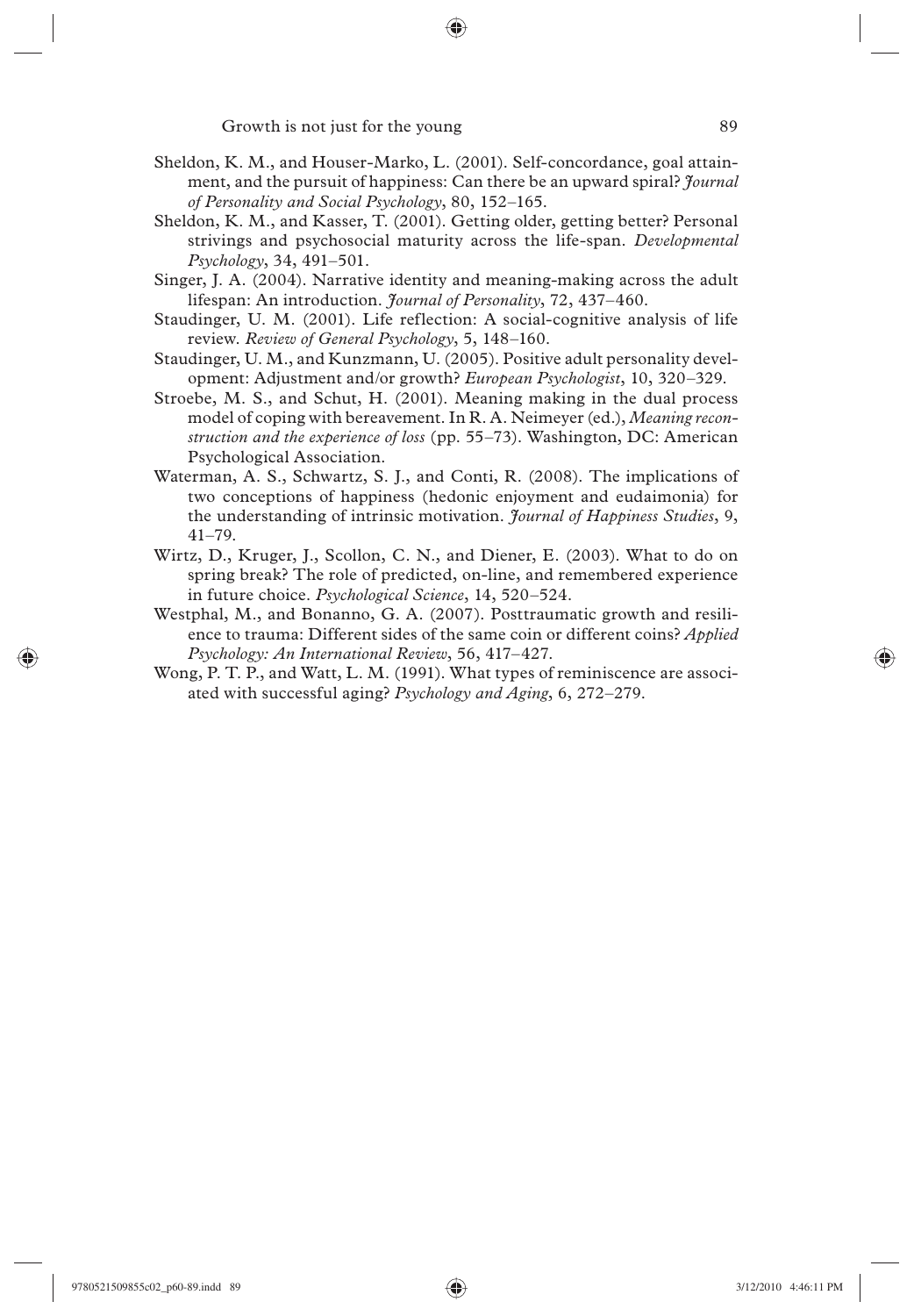Sheldon, K. M., and Houser-Marko, L. (2001). Self-concordance, goal attainment, and the pursuit of happiness: Can there be an upward spiral? *Journal of Personality and Social Psychology*, 80, 152–165.

Sheldon, K. M., and Kasser, T. (2001). Getting older, getting better? Personal strivings and psychosocial maturity across the life-span. *Developmental Psychology*, 34, 491–501.

Singer, J. A. (2004). Narrative identity and meaning-making across the adult lifespan: An introduction. *Journal of Personality*, 72, 437–460.

Staudinger, U. M. (2001). Life reflection: A social-cognitive analysis of life review. *Review of General Psychology*, 5, 148–160.

Staudinger, U. M., and Kunzmann, U. (2005). Positive adult personality development: Adjustment and/or growth? *European Psychologist*, 10, 320–329.

Stroebe, M. S., and Schut, H. (2001). Meaning making in the dual process model of coping with bereavement. In R. A. Neimeyer (ed.), *Meaning reconstruction and the experience of loss* (pp. 55–73). Washington, DC: American Psychological Association.

Waterman, A. S., Schwartz, S. J., and Conti, R. (2008). The implications of two conceptions of happiness (hedonic enjoyment and eudaimonia) for the understanding of intrinsic motivation. *Journal of Happiness Studies*, 9, 41–79.

Wirtz, D., Kruger, J., Scollon, C. N., and Diener, E. (2003). What to do on spring break? The role of predicted, on-line, and remembered experience in future choice. *Psychological Science*, 14, 520–524.

Westphal, M., and Bonanno, G. A. (2007). Posttraumatic growth and resilience to trauma: Different sides of the same coin or different coins? *Applied Psychology: An International Review*, 56, 417–427.

Wong, P. T. P., and Watt, L. M. (1991). What types of reminiscence are associated with successful aging? *Psychology and Aging*, 6, 272–279.